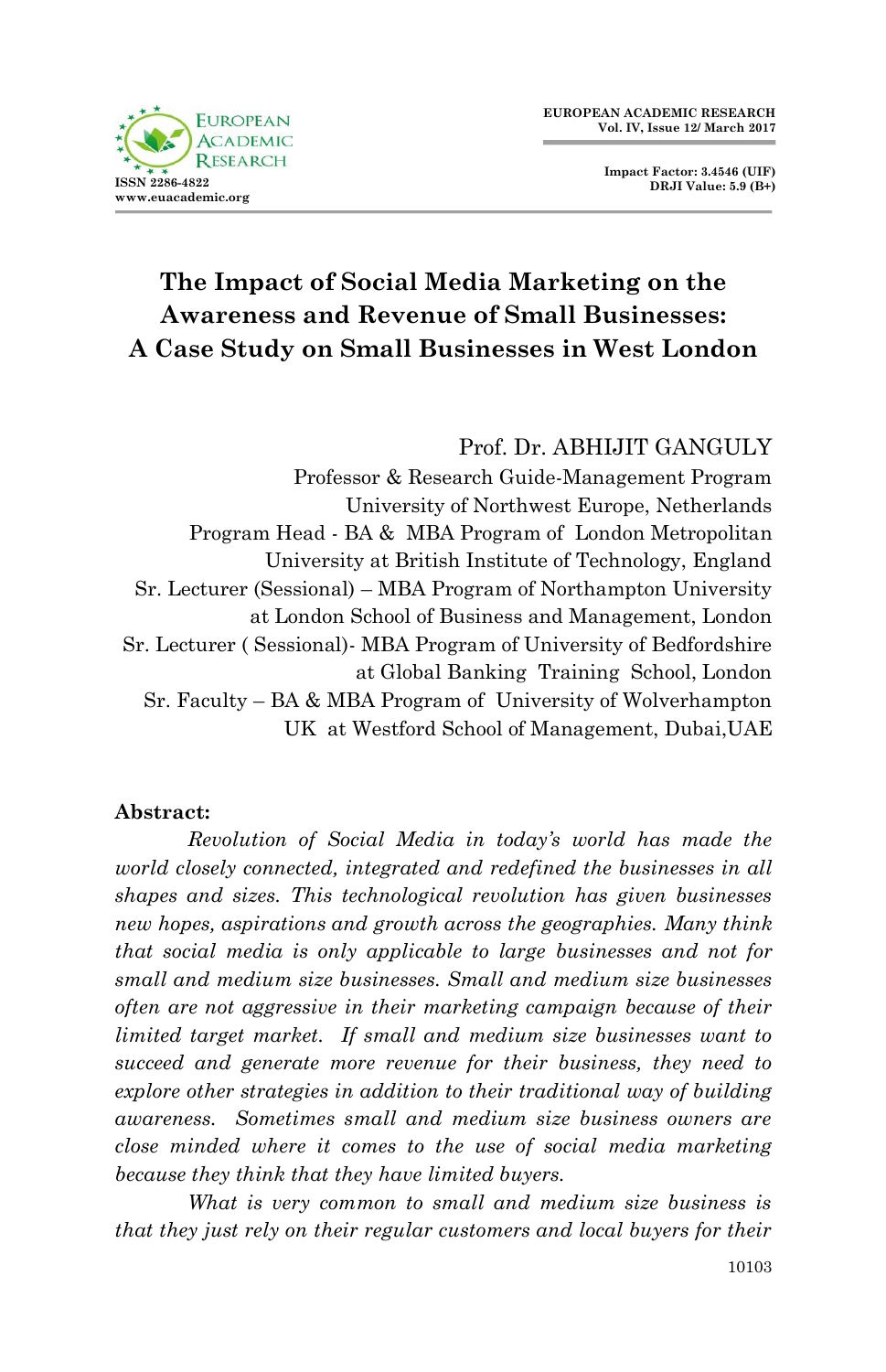# The Impact of Social Media Marketing on the Awareness and Revenue of Small Businesses: A Case Study on Small Businesses in West London

Prof. Dr. ABHIJIT GANGULY
Professor & Research Guide-Management Program
University of Northwest Europe, Netherlands
Program Head - BA & MBA Program of London Metropolitan University at British Institute of Technology, England
Sr. Lecturer (Sessional) – MBA Program of Northampton University at London School of Business and Management, London
Sr. Lecturer ( Sessional)- MBA Program of University of Bedfordshire at Global Banking Training School, London
Sr. Faculty – BA & MBA Program of University of Wolverhampton UK at Westford School of Management, Dubai,UAE

**Abstract:**

*Revolution of Social Media in today's world has made the world closely connected, integrated and redefined the businesses in all shapes and sizes. This technological revolution has given businesses new hopes, aspirations and growth across the geographies. Many think that social media is only applicable to large businesses and not for small and medium size businesses. Small and medium size businesses often are not aggressive in their marketing campaign because of their limited target market. If small and medium size businesses want to succeed and generate more revenue for their business, they need to explore other strategies in addition to their traditional way of building awareness. Sometimes small and medium size business owners are close minded where it comes to the use of social media marketing because they think that they have limited buyers.*

*What is very common to small and medium size business is that they just rely on their regular customers and local buyers for their*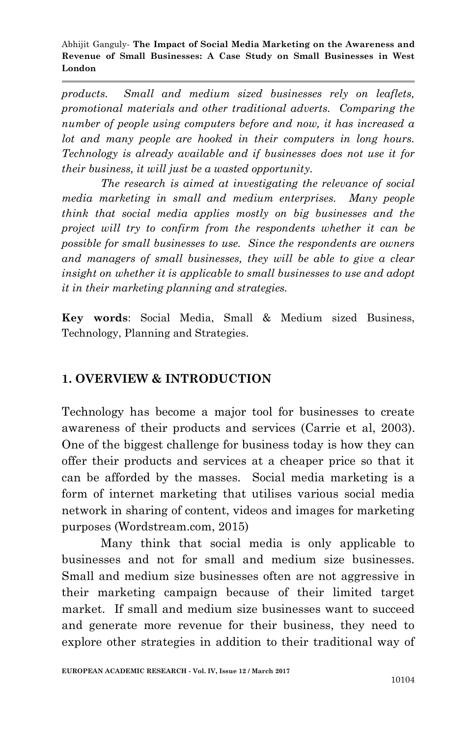*products. Small and medium sized businesses rely on leaflets, promotional materials and other traditional adverts. Comparing the number of people using computers before and now, it has increased a lot and many people are hooked in their computers in long hours. Technology is already available and if businesses does not use it for their business, it will just be a wasted opportunity.*

*The research is aimed at investigating the relevance of social media marketing in small and medium enterprises. Many people think that social media applies mostly on big businesses and the project will try to confirm from the respondents whether it can be possible for small businesses to use. Since the respondents are owners and managers of small businesses, they will be able to give a clear insight on whether it is applicable to small businesses to use and adopt it in their marketing planning and strategies.*

**Key words**: Social Media, Small & Medium sized Business, Technology, Planning and Strategies.

## 1. OVERVIEW & INTRODUCTION

Technology has become a major tool for businesses to create awareness of their products and services (Carrie et al, 2003). One of the biggest challenge for business today is how they can offer their products and services at a cheaper price so that it can be afforded by the masses. Social media marketing is a form of internet marketing that utilises various social media network in sharing of content, videos and images for marketing purposes (Wordstream.com, 2015)

Many think that social media is only applicable to businesses and not for small and medium size businesses. Small and medium size businesses often are not aggressive in their marketing campaign because of their limited target market. If small and medium size businesses want to succeed and generate more revenue for their business, they need to explore other strategies in addition to their traditional way of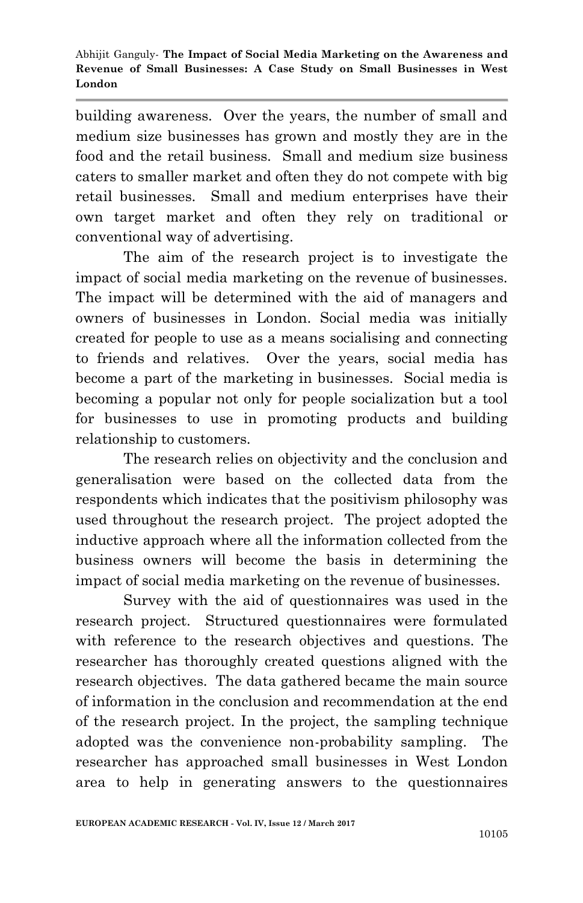building awareness. Over the years, the number of small and medium size businesses has grown and mostly they are in the food and the retail business. Small and medium size business caters to smaller market and often they do not compete with big retail businesses. Small and medium enterprises have their own target market and often they rely on traditional or conventional way of advertising.

The aim of the research project is to investigate the impact of social media marketing on the revenue of businesses. The impact will be determined with the aid of managers and owners of businesses in London. Social media was initially created for people to use as a means socialising and connecting to friends and relatives. Over the years, social media has become a part of the marketing in businesses. Social media is becoming a popular not only for people socialization but a tool for businesses to use in promoting products and building relationship to customers.

The research relies on objectivity and the conclusion and generalisation were based on the collected data from the respondents which indicates that the positivism philosophy was used throughout the research project. The project adopted the inductive approach where all the information collected from the business owners will become the basis in determining the impact of social media marketing on the revenue of businesses.

Survey with the aid of questionnaires was used in the research project. Structured questionnaires were formulated with reference to the research objectives and questions. The researcher has thoroughly created questions aligned with the research objectives. The data gathered became the main source of information in the conclusion and recommendation at the end of the research project. In the project, the sampling technique adopted was the convenience non-probability sampling. The researcher has approached small businesses in West London area to help in generating answers to the questionnaires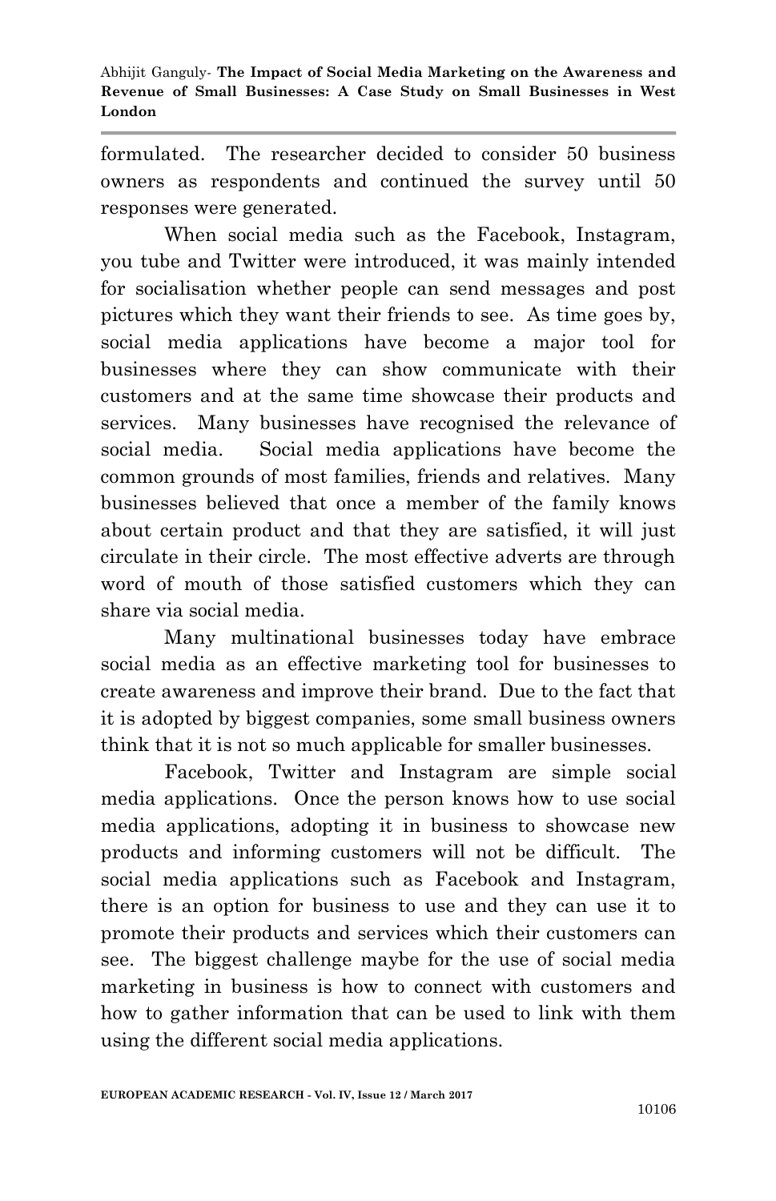formulated. The researcher decided to consider 50 business owners as respondents and continued the survey until 50 responses were generated.

When social media such as the Facebook, Instagram, you tube and Twitter were introduced, it was mainly intended for socialisation whether people can send messages and post pictures which they want their friends to see. As time goes by, social media applications have become a major tool for businesses where they can show communicate with their customers and at the same time showcase their products and services. Many businesses have recognised the relevance of social media. Social media applications have become the common grounds of most families, friends and relatives. Many businesses believed that once a member of the family knows about certain product and that they are satisfied, it will just circulate in their circle. The most effective adverts are through word of mouth of those satisfied customers which they can share via social media.

Many multinational businesses today have embrace social media as an effective marketing tool for businesses to create awareness and improve their brand. Due to the fact that it is adopted by biggest companies, some small business owners think that it is not so much applicable for smaller businesses.

Facebook, Twitter and Instagram are simple social media applications. Once the person knows how to use social media applications, adopting it in business to showcase new products and informing customers will not be difficult. The social media applications such as Facebook and Instagram, there is an option for business to use and they can use it to promote their products and services which their customers can see. The biggest challenge maybe for the use of social media marketing in business is how to connect with customers and how to gather information that can be used to link with them using the different social media applications.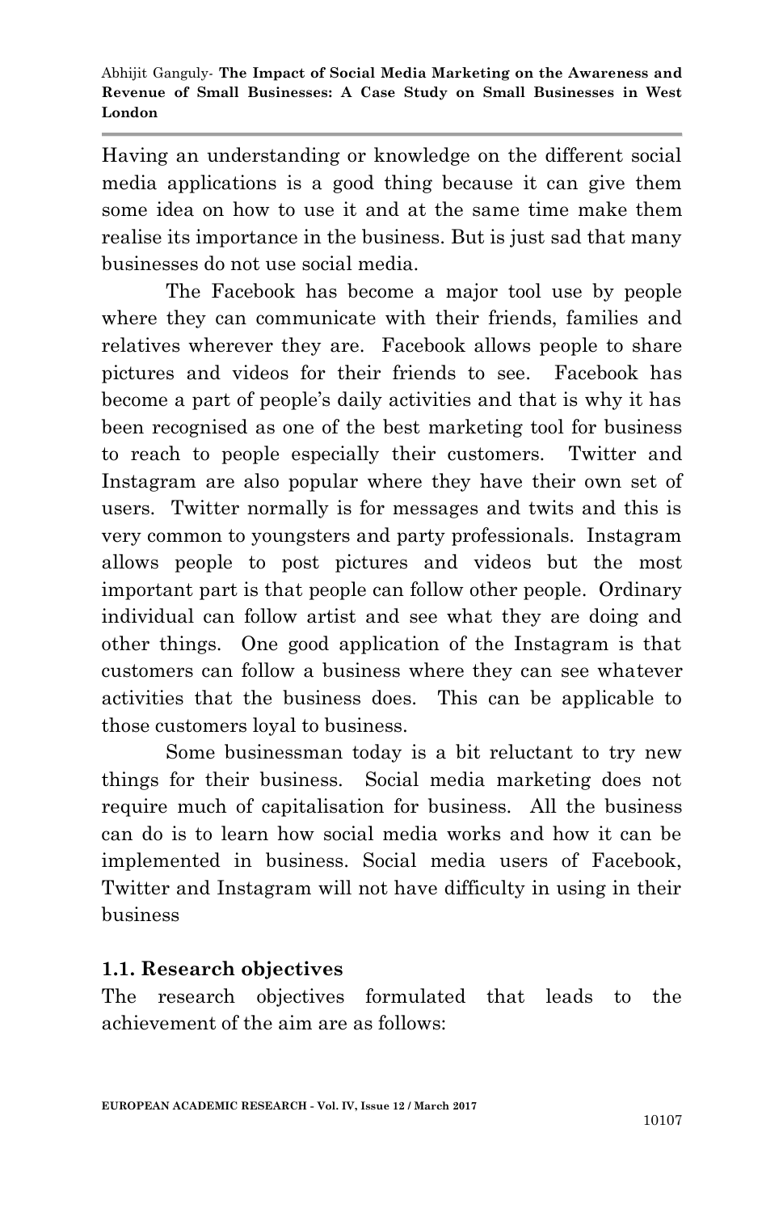Having an understanding or knowledge on the different social media applications is a good thing because it can give them some idea on how to use it and at the same time make them realise its importance in the business. But is just sad that many businesses do not use social media.

The Facebook has become a major tool use by people where they can communicate with their friends, families and relatives wherever they are. Facebook allows people to share pictures and videos for their friends to see. Facebook has become a part of people's daily activities and that is why it has been recognised as one of the best marketing tool for business to reach to people especially their customers. Twitter and Instagram are also popular where they have their own set of users. Twitter normally is for messages and twits and this is very common to youngsters and party professionals. Instagram allows people to post pictures and videos but the most important part is that people can follow other people. Ordinary individual can follow artist and see what they are doing and other things. One good application of the Instagram is that customers can follow a business where they can see whatever activities that the business does. This can be applicable to those customers loyal to business.

Some businessman today is a bit reluctant to try new things for their business. Social media marketing does not require much of capitalisation for business. All the business can do is to learn how social media works and how it can be implemented in business. Social media users of Facebook, Twitter and Instagram will not have difficulty in using in their business

## 1.1. Research objectives

The research objectives formulated that leads to the achievement of the aim are as follows: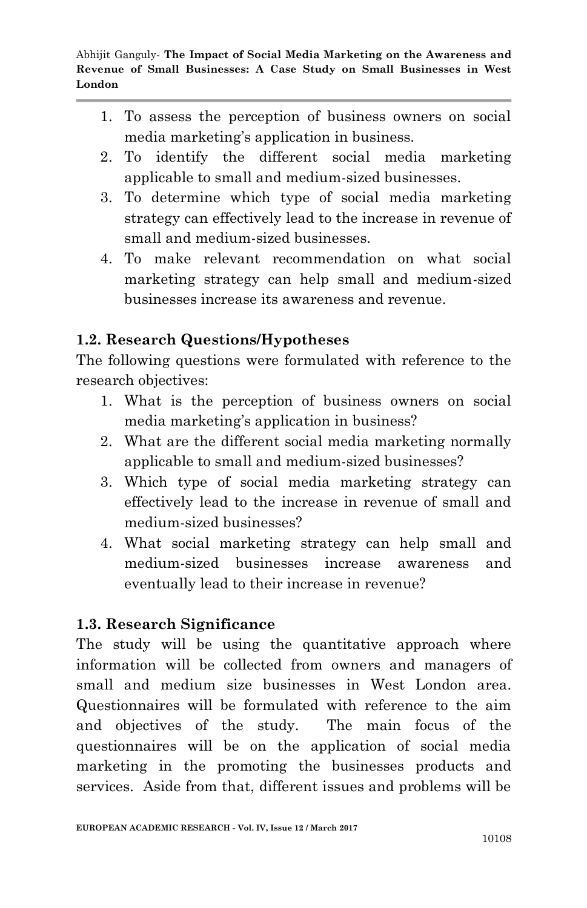1. To assess the perception of business owners on social media marketing's application in business.
2. To identify the different social media marketing applicable to small and medium-sized businesses.
3. To determine which type of social media marketing strategy can effectively lead to the increase in revenue of small and medium-sized businesses.
4. To make relevant recommendation on what social marketing strategy can help small and medium-sized businesses increase its awareness and revenue.

## 1.2. Research Questions/Hypotheses

The following questions were formulated with reference to the research objectives:

1. What is the perception of business owners on social media marketing's application in business?
2. What are the different social media marketing normally applicable to small and medium-sized businesses?
3. Which type of social media marketing strategy can effectively lead to the increase in revenue of small and medium-sized businesses?
4. What social marketing strategy can help small and medium-sized businesses increase awareness and eventually lead to their increase in revenue?

## 1.3. Research Significance

The study will be using the quantitative approach where information will be collected from owners and managers of small and medium size businesses in West London area. Questionnaires will be formulated with reference to the aim and objectives of the study. The main focus of the questionnaires will be on the application of social media marketing in the promoting the businesses products and services. Aside from that, different issues and problems will be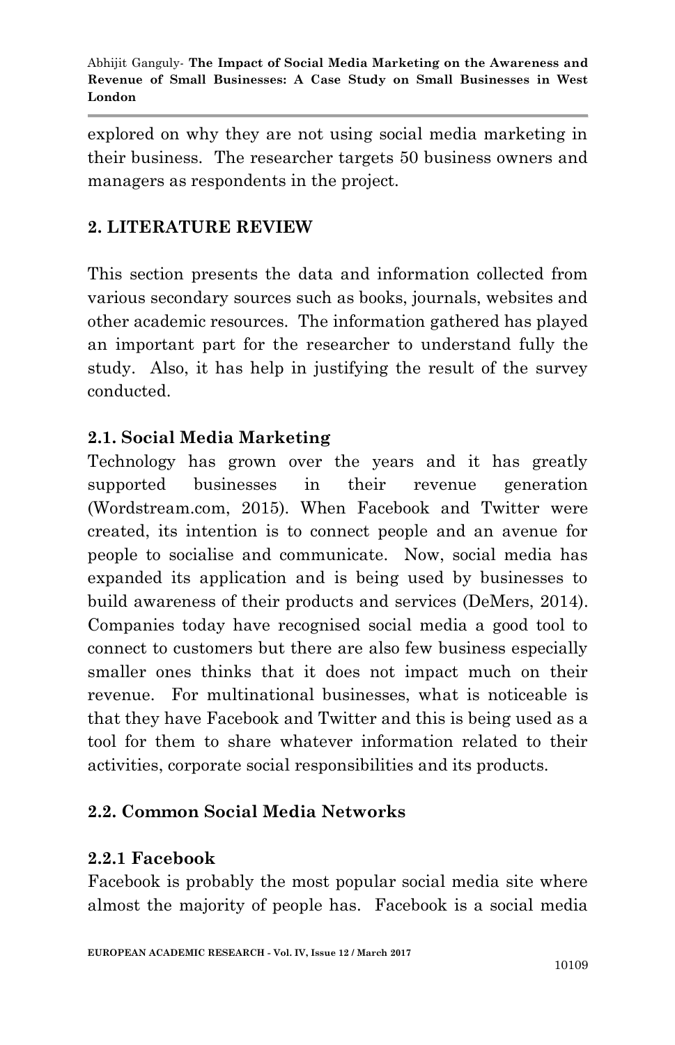explored on why they are not using social media marketing in their business. The researcher targets 50 business owners and managers as respondents in the project.

## 2. LITERATURE REVIEW

This section presents the data and information collected from various secondary sources such as books, journals, websites and other academic resources. The information gathered has played an important part for the researcher to understand fully the study. Also, it has help in justifying the result of the survey conducted.

### 2.1. Social Media Marketing

Technology has grown over the years and it has greatly supported businesses in their revenue generation (Wordstream.com, 2015). When Facebook and Twitter were created, its intention is to connect people and an avenue for people to socialise and communicate. Now, social media has expanded its application and is being used by businesses to build awareness of their products and services (DeMers, 2014). Companies today have recognised social media a good tool to connect to customers but there are also few business especially smaller ones thinks that it does not impact much on their revenue. For multinational businesses, what is noticeable is that they have Facebook and Twitter and this is being used as a tool for them to share whatever information related to their activities, corporate social responsibilities and its products.

### 2.2. Common Social Media Networks

#### 2.2.1 Facebook

Facebook is probably the most popular social media site where almost the majority of people has. Facebook is a social media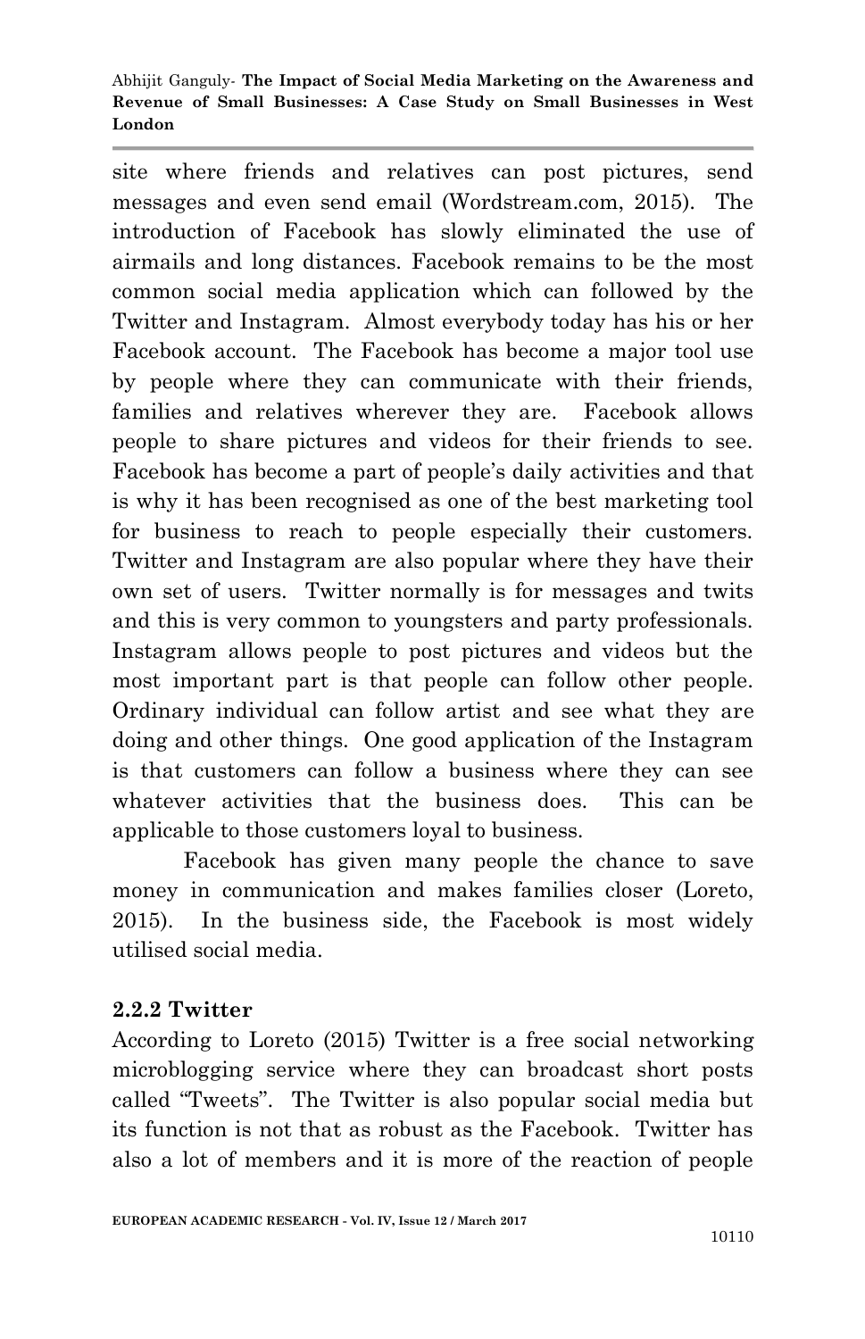site where friends and relatives can post pictures, send messages and even send email (Wordstream.com, 2015). The introduction of Facebook has slowly eliminated the use of airmails and long distances. Facebook remains to be the most common social media application which can followed by the Twitter and Instagram. Almost everybody today has his or her Facebook account. The Facebook has become a major tool use by people where they can communicate with their friends, families and relatives wherever they are. Facebook allows people to share pictures and videos for their friends to see. Facebook has become a part of people's daily activities and that is why it has been recognised as one of the best marketing tool for business to reach to people especially their customers. Twitter and Instagram are also popular where they have their own set of users. Twitter normally is for messages and twits and this is very common to youngsters and party professionals. Instagram allows people to post pictures and videos but the most important part is that people can follow other people. Ordinary individual can follow artist and see what they are doing and other things. One good application of the Instagram is that customers can follow a business where they can see whatever activities that the business does. This can be applicable to those customers loyal to business.

Facebook has given many people the chance to save money in communication and makes families closer (Loreto, 2015). In the business side, the Facebook is most widely utilised social media.

### 2.2.2 Twitter

According to Loreto (2015) Twitter is a free social networking microblogging service where they can broadcast short posts called "Tweets". The Twitter is also popular social media but its function is not that as robust as the Facebook. Twitter has also a lot of members and it is more of the reaction of people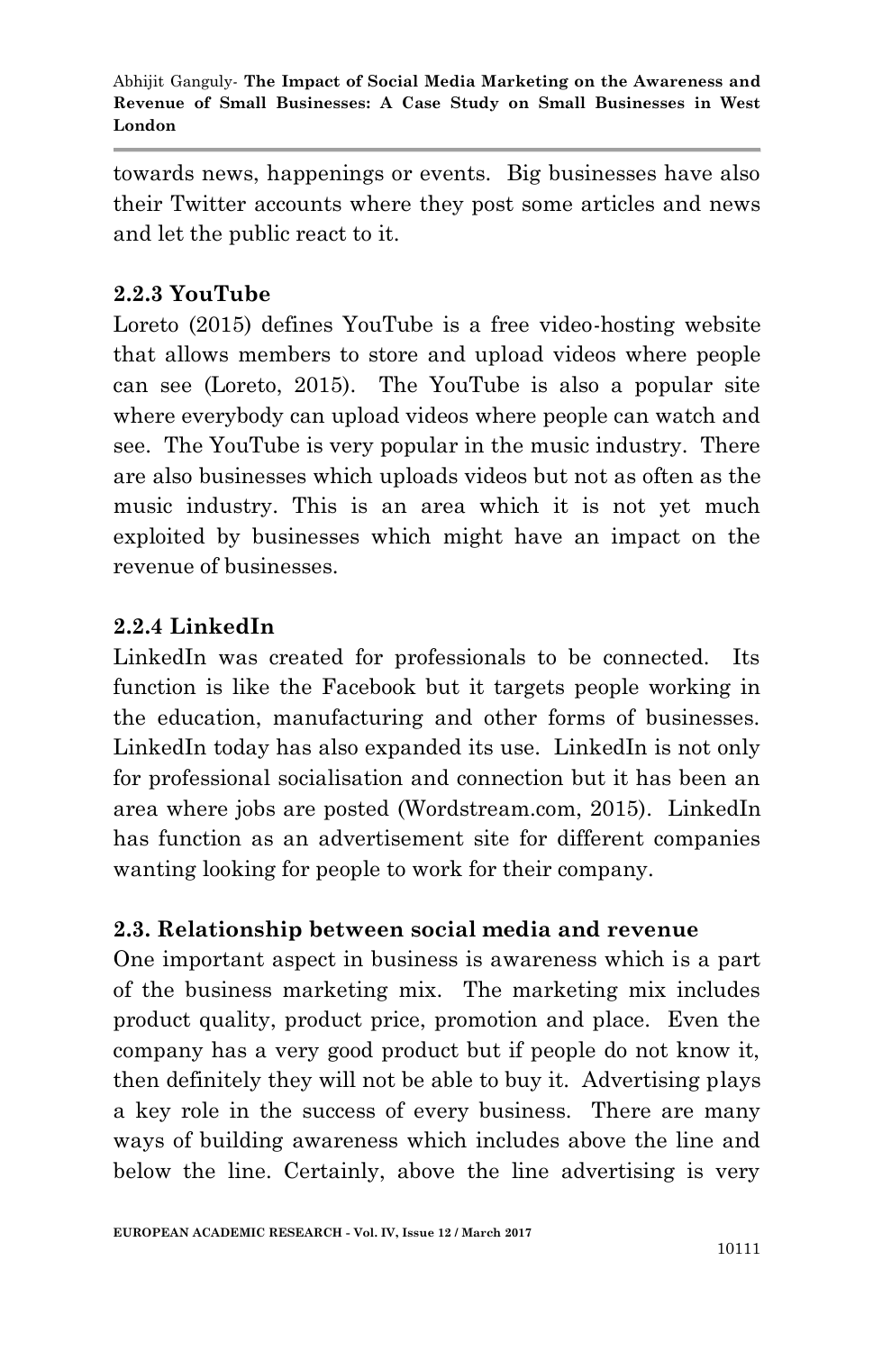towards news, happenings or events. Big businesses have also their Twitter accounts where they post some articles and news and let the public react to it.

### 2.2.3 YouTube

Loreto (2015) defines YouTube is a free video-hosting website that allows members to store and upload videos where people can see (Loreto, 2015). The YouTube is also a popular site where everybody can upload videos where people can watch and see. The YouTube is very popular in the music industry. There are also businesses which uploads videos but not as often as the music industry. This is an area which it is not yet much exploited by businesses which might have an impact on the revenue of businesses.

### 2.2.4 LinkedIn

LinkedIn was created for professionals to be connected. Its function is like the Facebook but it targets people working in the education, manufacturing and other forms of businesses. LinkedIn today has also expanded its use. LinkedIn is not only for professional socialisation and connection but it has been an area where jobs are posted (Wordstream.com, 2015). LinkedIn has function as an advertisement site for different companies wanting looking for people to work for their company.

## 2.3. Relationship between social media and revenue

One important aspect in business is awareness which is a part of the business marketing mix. The marketing mix includes product quality, product price, promotion and place. Even the company has a very good product but if people do not know it, then definitely they will not be able to buy it. Advertising plays a key role in the success of every business. There are many ways of building awareness which includes above the line and below the line. Certainly, above the line advertising is very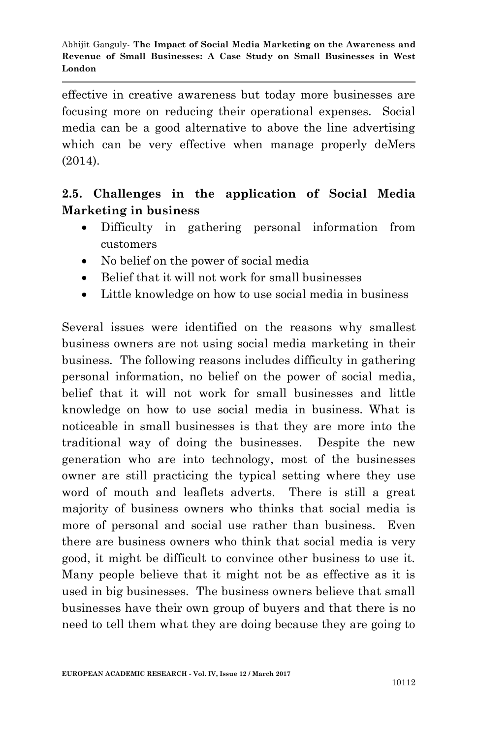effective in creative awareness but today more businesses are focusing more on reducing their operational expenses. Social media can be a good alternative to above the line advertising which can be very effective when manage properly deMers (2014).

## 2.5. Challenges in the application of Social Media Marketing in business

- Difficulty in gathering personal information from customers
- No belief on the power of social media
- Belief that it will not work for small businesses
- Little knowledge on how to use social media in business

Several issues were identified on the reasons why smallest business owners are not using social media marketing in their business. The following reasons includes difficulty in gathering personal information, no belief on the power of social media, belief that it will not work for small businesses and little knowledge on how to use social media in business. What is noticeable in small businesses is that they are more into the traditional way of doing the businesses. Despite the new generation who are into technology, most of the businesses owner are still practicing the typical setting where they use word of mouth and leaflets adverts. There is still a great majority of business owners who thinks that social media is more of personal and social use rather than business. Even there are business owners who think that social media is very good, it might be difficult to convince other business to use it. Many people believe that it might not be as effective as it is used in big businesses. The business owners believe that small businesses have their own group of buyers and that there is no need to tell them what they are doing because they are going to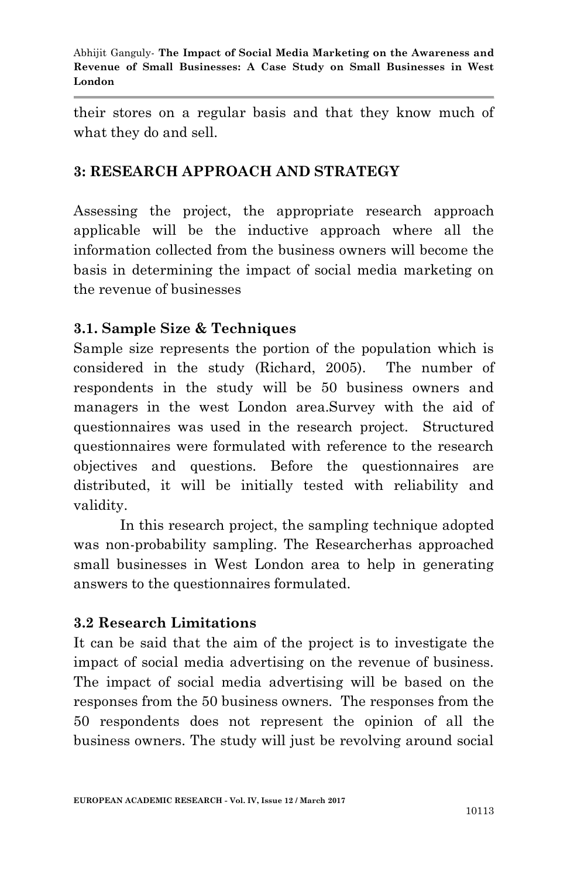their stores on a regular basis and that they know much of what they do and sell.

## 3: RESEARCH APPROACH AND STRATEGY

Assessing the project, the appropriate research approach applicable will be the inductive approach where all the information collected from the business owners will become the basis in determining the impact of social media marketing on the revenue of businesses

### 3.1. Sample Size & Techniques

Sample size represents the portion of the population which is considered in the study (Richard, 2005). The number of respondents in the study will be 50 business owners and managers in the west London area.Survey with the aid of questionnaires was used in the research project. Structured questionnaires were formulated with reference to the research objectives and questions. Before the questionnaires are distributed, it will be initially tested with reliability and validity.

In this research project, the sampling technique adopted was non-probability sampling. The Researcherhas approached small businesses in West London area to help in generating answers to the questionnaires formulated.

### 3.2 Research Limitations

It can be said that the aim of the project is to investigate the impact of social media advertising on the revenue of business. The impact of social media advertising will be based on the responses from the 50 business owners. The responses from the 50 respondents does not represent the opinion of all the business owners. The study will just be revolving around social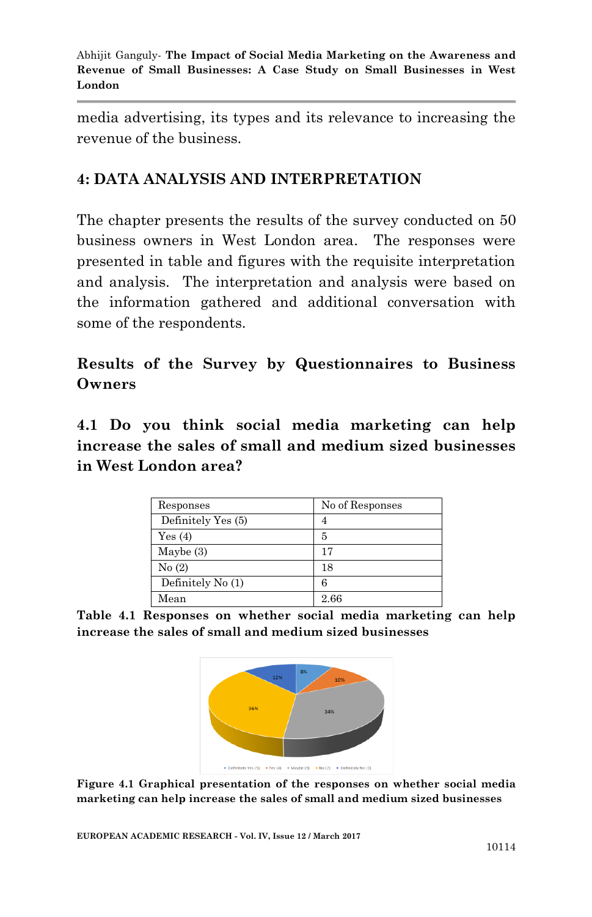media advertising, its types and its relevance to increasing the revenue of the business.

## 4: DATA ANALYSIS AND INTERPRETATION

The chapter presents the results of the survey conducted on 50 business owners in West London area. The responses were presented in table and figures with the requisite interpretation and analysis. The interpretation and analysis were based on the information gathered and additional conversation with some of the respondents.

### Results of the Survey by Questionnaires to Business Owners

### 4.1 Do you think social media marketing can help increase the sales of small and medium sized businesses in West London area?

| Responses | No of Responses |
|---|---|
| Definitely Yes (5) | 4 |
| Yes (4) | 5 |
| Maybe (3) | 17 |
| No (2) | 18 |
| Definitely No (1) | 6 |
| Mean | 2.66 |

**Table 4.1 Responses on whether social media marketing can help increase the sales of small and medium sized businesses**

**Figure 4.1 Graphical presentation of the responses on whether social media marketing can help increase the sales of small and medium sized businesses**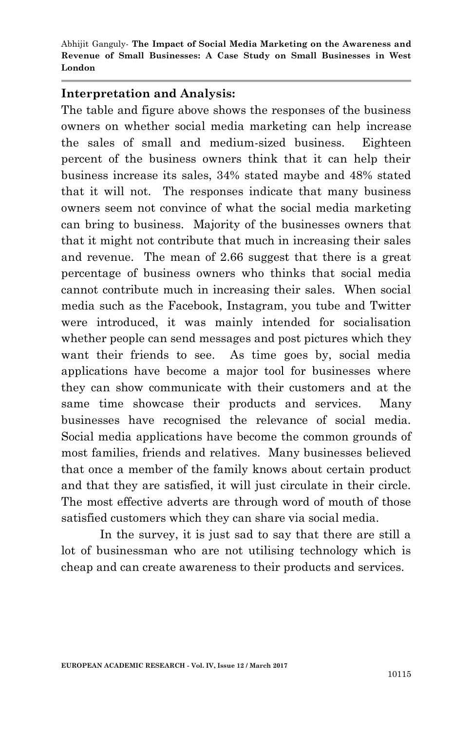**Interpretation and Analysis:**

The table and figure above shows the responses of the business owners on whether social media marketing can help increase the sales of small and medium-sized business. Eighteen percent of the business owners think that it can help their business increase its sales, 34% stated maybe and 48% stated that it will not. The responses indicate that many business owners seem not convince of what the social media marketing can bring to business. Majority of the businesses owners that that it might not contribute that much in increasing their sales and revenue. The mean of 2.66 suggest that there is a great percentage of business owners who thinks that social media cannot contribute much in increasing their sales. When social media such as the Facebook, Instagram, you tube and Twitter were introduced, it was mainly intended for socialisation whether people can send messages and post pictures which they want their friends to see. As time goes by, social media applications have become a major tool for businesses where they can show communicate with their customers and at the same time showcase their products and services. Many businesses have recognised the relevance of social media. Social media applications have become the common grounds of most families, friends and relatives. Many businesses believed that once a member of the family knows about certain product and that they are satisfied, it will just circulate in their circle. The most effective adverts are through word of mouth of those satisfied customers which they can share via social media.

In the survey, it is just sad to say that there are still a lot of businessman who are not utilising technology which is cheap and can create awareness to their products and services.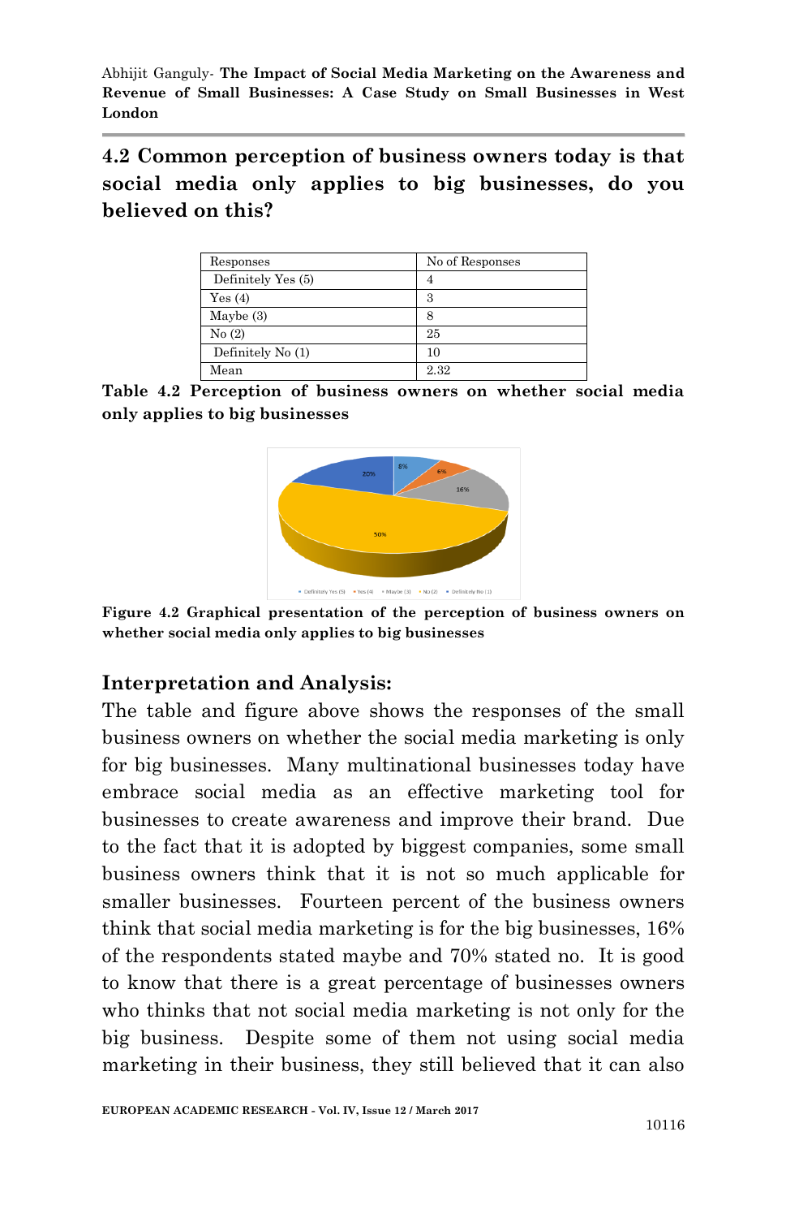## 4.2 Common perception of business owners today is that social media only applies to big businesses, do you believed on this?

| Responses | No of Responses |
|---|---|
| Definitely Yes (5) | 4 |
| Yes (4) | 3 |
| Maybe (3) | 8 |
| No (2) | 25 |
| Definitely No (1) | 10 |
| Mean | 2.32 |

**Table 4.2 Perception of business owners on whether social media only applies to big businesses**

**Figure 4.2 Graphical presentation of the perception of business owners on whether social media only applies to big businesses**

### Interpretation and Analysis:

The table and figure above shows the responses of the small business owners on whether the social media marketing is only for big businesses. Many multinational businesses today have embrace social media as an effective marketing tool for businesses to create awareness and improve their brand. Due to the fact that it is adopted by biggest companies, some small business owners think that it is not so much applicable for smaller businesses. Fourteen percent of the business owners think that social media marketing is for the big businesses, 16% of the respondents stated maybe and 70% stated no. It is good to know that there is a great percentage of businesses owners who thinks that not social media marketing is not only for the big business. Despite some of them not using social media marketing in their business, they still believed that it can also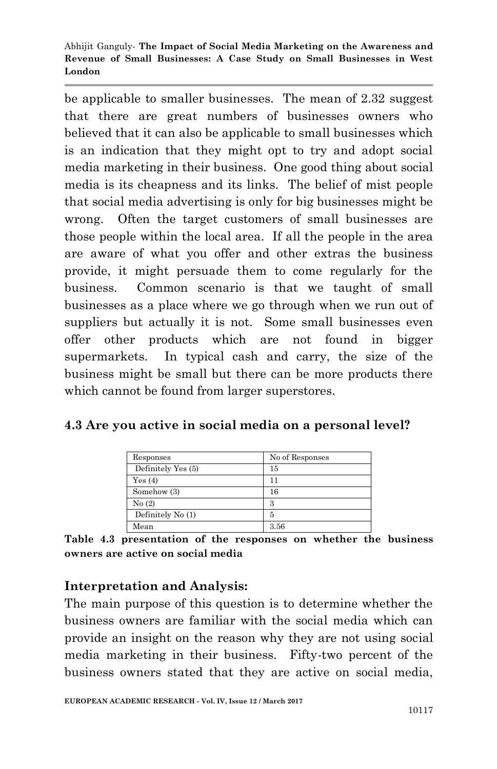be applicable to smaller businesses. The mean of 2.32 suggest that there are great numbers of businesses owners who believed that it can also be applicable to small businesses which is an indication that they might opt to try and adopt social media marketing in their business. One good thing about social media is its cheapness and its links. The belief of mist people that social media advertising is only for big businesses might be wrong. Often the target customers of small businesses are those people within the local area. If all the people in the area are aware of what you offer and other extras the business provide, it might persuade them to come regularly for the business. Common scenario is that we taught of small businesses as a place where we go through when we run out of suppliers but actually it is not. Some small businesses even offer other products which are not found in bigger supermarkets. In typical cash and carry, the size of the business might be small but there can be more products there which cannot be found from larger superstores.

### 4.3 Are you active in social media on a personal level?

| Responses | No of Responses |
|---|---|
| Definitely Yes (5) | 15 |
| Yes (4) | 11 |
| Somehow (3) | 16 |
| No (2) | 3 |
| Definitely No (1) | 5 |
| Mean | 3.56 |

**Table 4.3 presentation of the responses on whether the business owners are active on social media**

### Interpretation and Analysis:

The main purpose of this question is to determine whether the business owners are familiar with the social media which can provide an insight on the reason why they are not using social media marketing in their business. Fifty-two percent of the business owners stated that they are active on social media,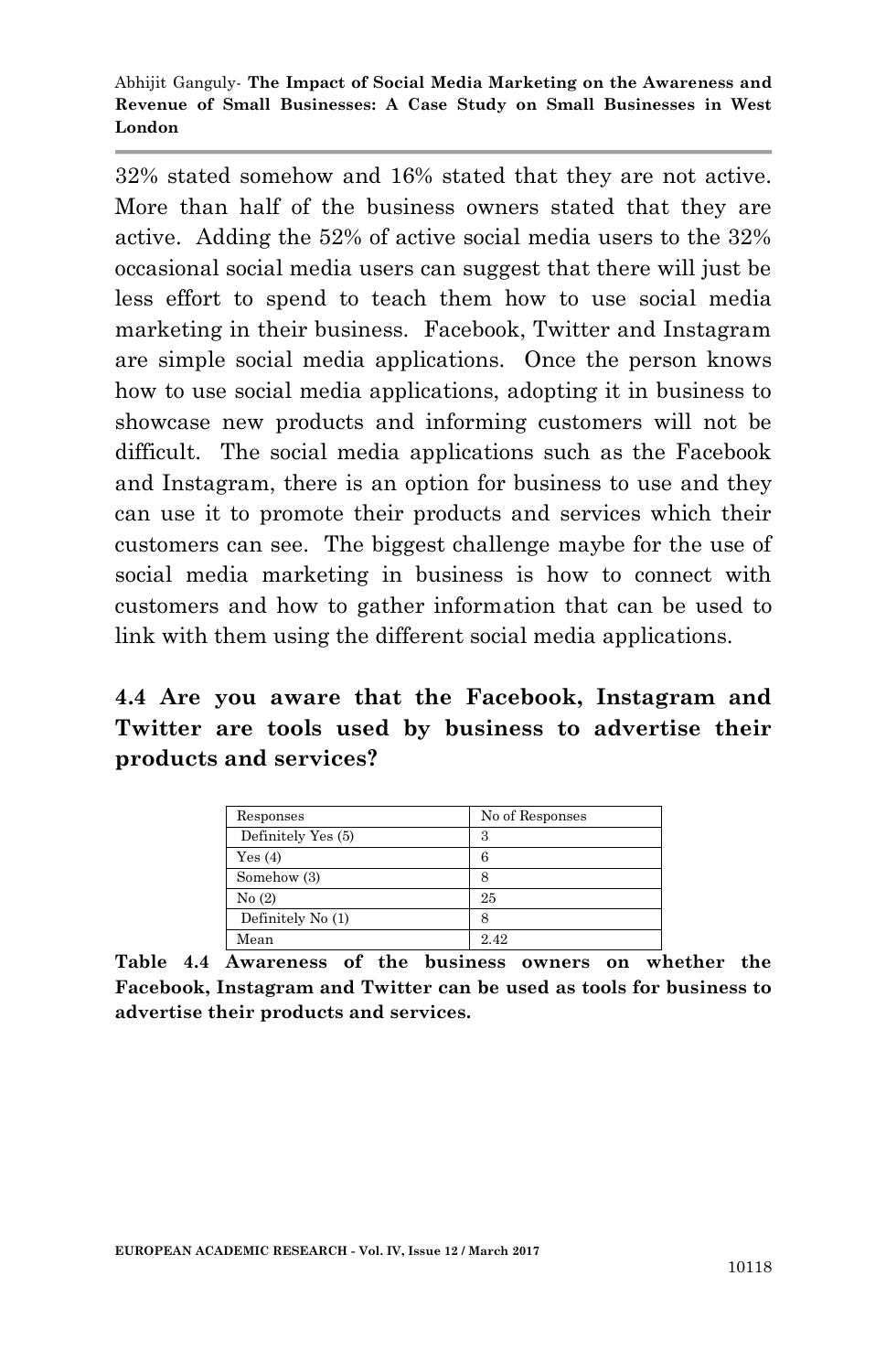32% stated somehow and 16% stated that they are not active. More than half of the business owners stated that they are active. Adding the 52% of active social media users to the 32% occasional social media users can suggest that there will just be less effort to spend to teach them how to use social media marketing in their business. Facebook, Twitter and Instagram are simple social media applications. Once the person knows how to use social media applications, adopting it in business to showcase new products and informing customers will not be difficult. The social media applications such as the Facebook and Instagram, there is an option for business to use and they can use it to promote their products and services which their customers can see. The biggest challenge maybe for the use of social media marketing in business is how to connect with customers and how to gather information that can be used to link with them using the different social media applications.

## 4.4 Are you aware that the Facebook, Instagram and Twitter are tools used by business to advertise their products and services?

| Responses | No of Responses |
|---|---|
| Definitely Yes (5) | 3 |
| Yes (4) | 6 |
| Somehow (3) | 8 |
| No (2) | 25 |
| Definitely No (1) | 8 |
| Mean | 2.42 |

**Table 4.4 Awareness of the business owners on whether the Facebook, Instagram and Twitter can be used as tools for business to advertise their products and services.**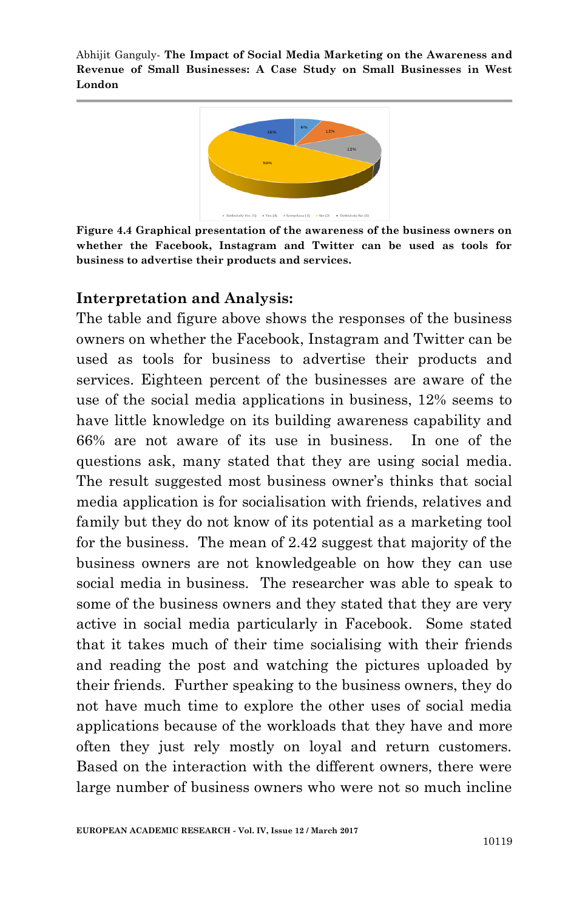**Figure 4.4 Graphical presentation of the awareness of the business owners on whether the Facebook, Instagram and Twitter can be used as tools for business to advertise their products and services.**

## Interpretation and Analysis:

The table and figure above shows the responses of the business owners on whether the Facebook, Instagram and Twitter can be used as tools for business to advertise their products and services. Eighteen percent of the businesses are aware of the use of the social media applications in business, 12% seems to have little knowledge on its building awareness capability and 66% are not aware of its use in business. In one of the questions ask, many stated that they are using social media. The result suggested most business owner's thinks that social media application is for socialisation with friends, relatives and family but they do not know of its potential as a marketing tool for the business. The mean of 2.42 suggest that majority of the business owners are not knowledgeable on how they can use social media in business. The researcher was able to speak to some of the business owners and they stated that they are very active in social media particularly in Facebook. Some stated that it takes much of their time socialising with their friends and reading the post and watching the pictures uploaded by their friends. Further speaking to the business owners, they do not have much time to explore the other uses of social media applications because of the workloads that they have and more often they just rely mostly on loyal and return customers. Based on the interaction with the different owners, there were large number of business owners who were not so much incline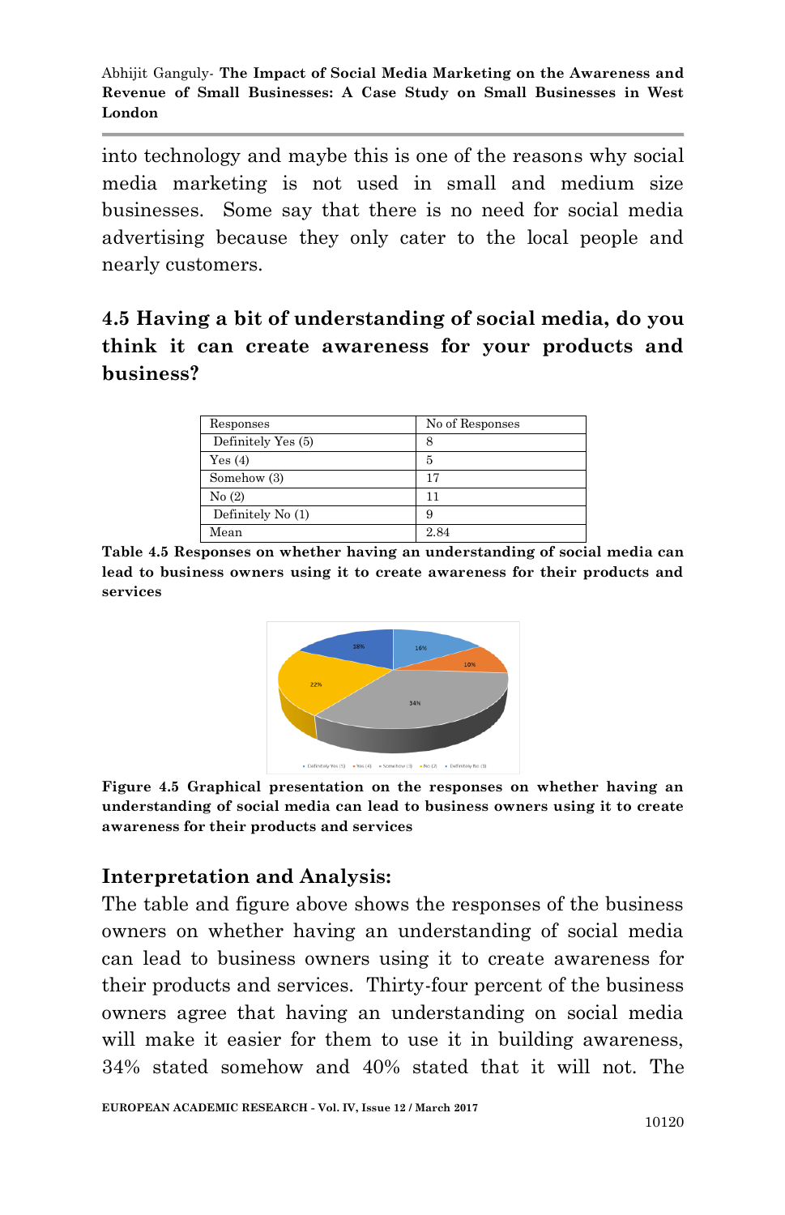into technology and maybe this is one of the reasons why social media marketing is not used in small and medium size businesses. Some say that there is no need for social media advertising because they only cater to the local people and nearly customers.

## 4.5 Having a bit of understanding of social media, do you think it can create awareness for your products and business?

| Responses | No of Responses |
|---|---|
| Definitely Yes (5) | 8 |
| Yes (4) | 5 |
| Somehow (3) | 17 |
| No (2) | 11 |
| Definitely No (1) | 9 |
| Mean | 2.84 |

**Table 4.5 Responses on whether having an understanding of social media can lead to business owners using it to create awareness for their products and services**

**Figure 4.5 Graphical presentation on the responses on whether having an understanding of social media can lead to business owners using it to create awareness for their products and services**

### Interpretation and Analysis:

The table and figure above shows the responses of the business owners on whether having an understanding of social media can lead to business owners using it to create awareness for their products and services. Thirty-four percent of the business owners agree that having an understanding on social media will make it easier for them to use it in building awareness, 34% stated somehow and 40% stated that it will not. The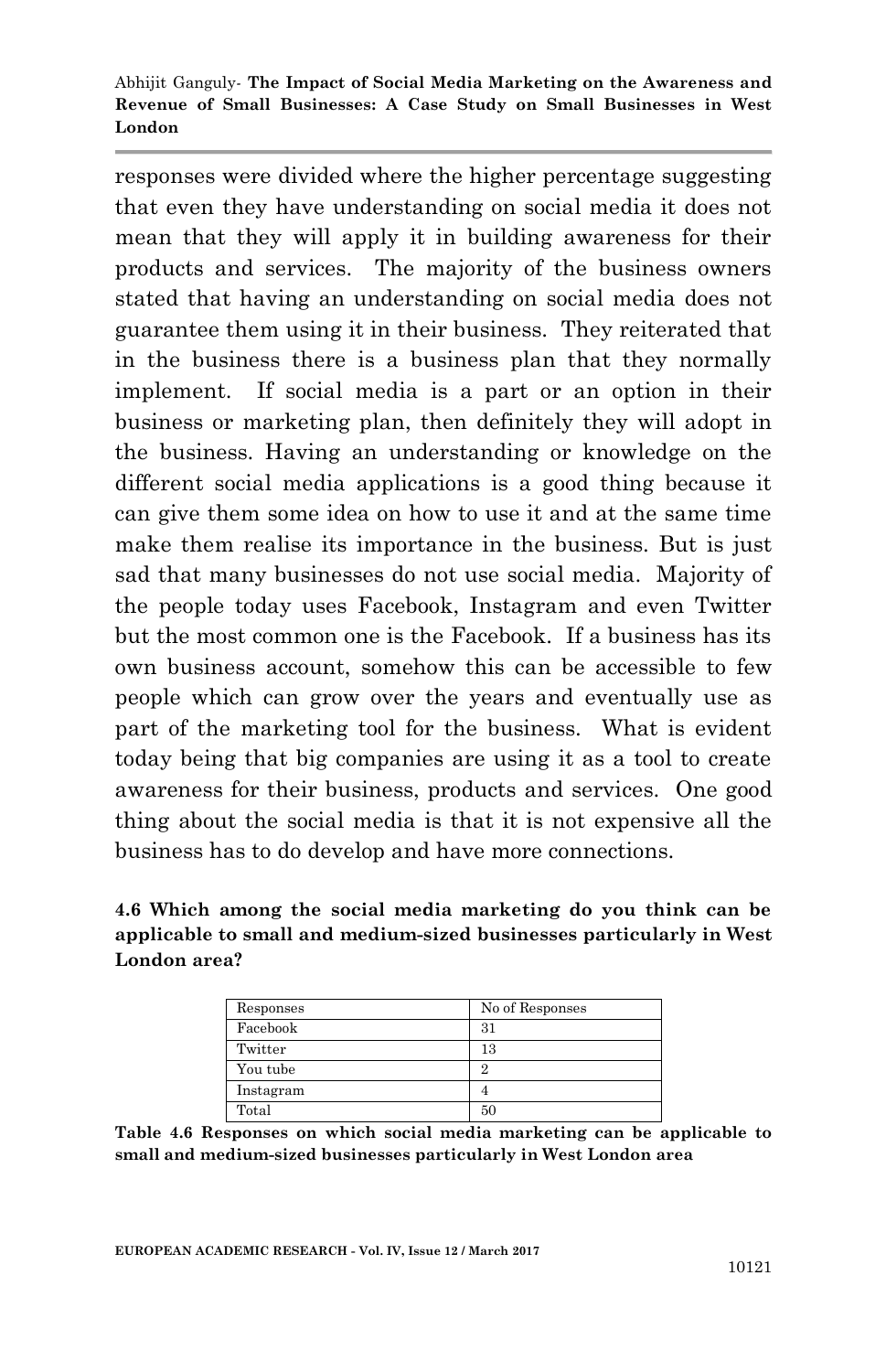responses were divided where the higher percentage suggesting that even they have understanding on social media it does not mean that they will apply it in building awareness for their products and services. The majority of the business owners stated that having an understanding on social media does not guarantee them using it in their business. They reiterated that in the business there is a business plan that they normally implement. If social media is a part or an option in their business or marketing plan, then definitely they will adopt in the business. Having an understanding or knowledge on the different social media applications is a good thing because it can give them some idea on how to use it and at the same time make them realise its importance in the business. But is just sad that many businesses do not use social media. Majority of the people today uses Facebook, Instagram and even Twitter but the most common one is the Facebook. If a business has its own business account, somehow this can be accessible to few people which can grow over the years and eventually use as part of the marketing tool for the business. What is evident today being that big companies are using it as a tool to create awareness for their business, products and services. One good thing about the social media is that it is not expensive all the business has to do develop and have more connections.

**4.6 Which among the social media marketing do you think can be applicable to small and medium-sized businesses particularly in West London area?**

| Responses | No of Responses |
|---|---|
| Facebook | 31 |
| Twitter | 13 |
| You tube | 2 |
| Instagram | 4 |
| Total | 50 |

**Table 4.6 Responses on which social media marketing can be applicable to small and medium-sized businesses particularly in West London area**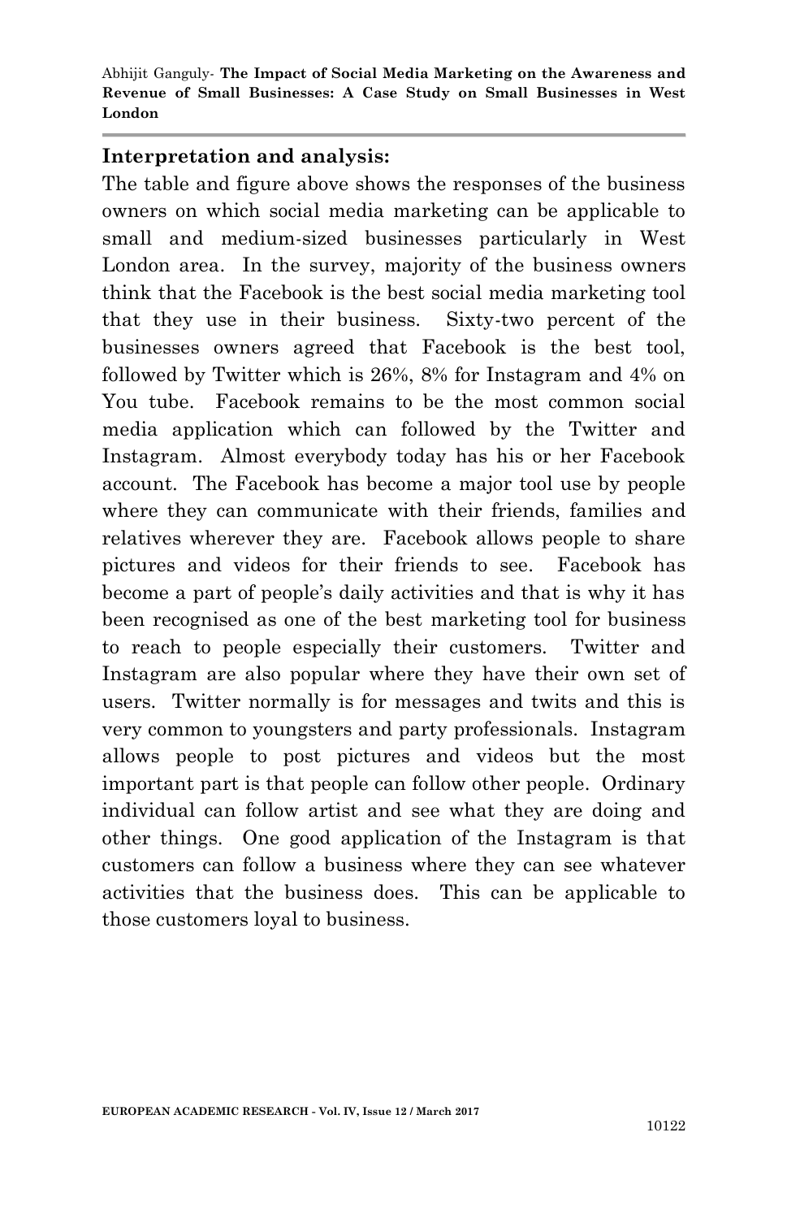**Interpretation and analysis:**

The table and figure above shows the responses of the business owners on which social media marketing can be applicable to small and medium-sized businesses particularly in West London area. In the survey, majority of the business owners think that the Facebook is the best social media marketing tool that they use in their business. Sixty-two percent of the businesses owners agreed that Facebook is the best tool, followed by Twitter which is 26%, 8% for Instagram and 4% on You tube. Facebook remains to be the most common social media application which can followed by the Twitter and Instagram. Almost everybody today has his or her Facebook account. The Facebook has become a major tool use by people where they can communicate with their friends, families and relatives wherever they are. Facebook allows people to share pictures and videos for their friends to see. Facebook has become a part of people's daily activities and that is why it has been recognised as one of the best marketing tool for business to reach to people especially their customers. Twitter and Instagram are also popular where they have their own set of users. Twitter normally is for messages and twits and this is very common to youngsters and party professionals. Instagram allows people to post pictures and videos but the most important part is that people can follow other people. Ordinary individual can follow artist and see what they are doing and other things. One good application of the Instagram is that customers can follow a business where they can see whatever activities that the business does. This can be applicable to those customers loyal to business.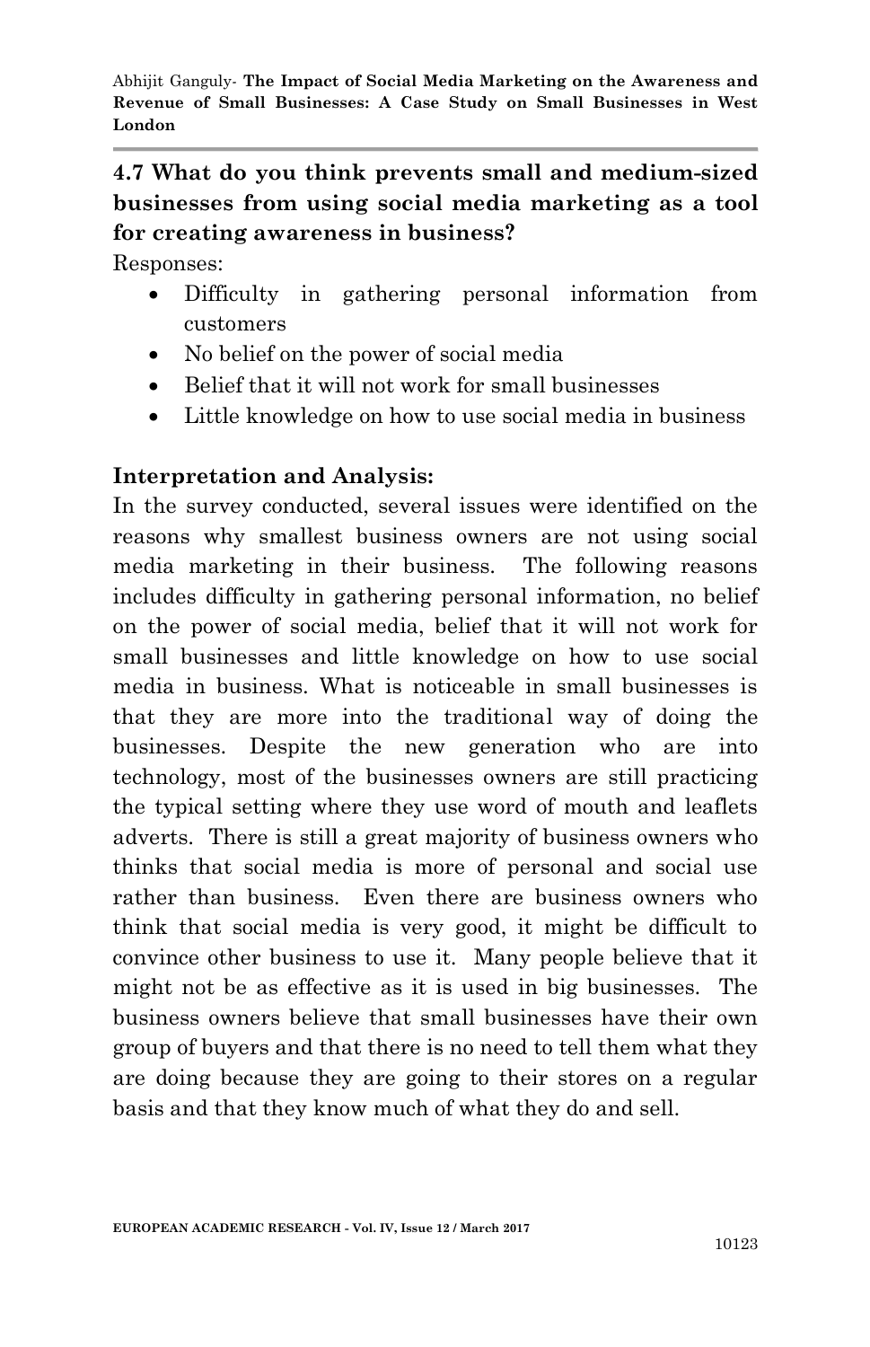### 4.7 What do you think prevents small and medium-sized businesses from using social media marketing as a tool for creating awareness in business?

Responses:

- Difficulty in gathering personal information from customers
- No belief on the power of social media
- Belief that it will not work for small businesses
- Little knowledge on how to use social media in business

**Interpretation and Analysis:**

In the survey conducted, several issues were identified on the reasons why smallest business owners are not using social media marketing in their business. The following reasons includes difficulty in gathering personal information, no belief on the power of social media, belief that it will not work for small businesses and little knowledge on how to use social media in business. What is noticeable in small businesses is that they are more into the traditional way of doing the businesses. Despite the new generation who are into technology, most of the businesses owners are still practicing the typical setting where they use word of mouth and leaflets adverts. There is still a great majority of business owners who thinks that social media is more of personal and social use rather than business. Even there are business owners who think that social media is very good, it might be difficult to convince other business to use it. Many people believe that it might not be as effective as it is used in big businesses. The business owners believe that small businesses have their own group of buyers and that there is no need to tell them what they are doing because they are going to their stores on a regular basis and that they know much of what they do and sell.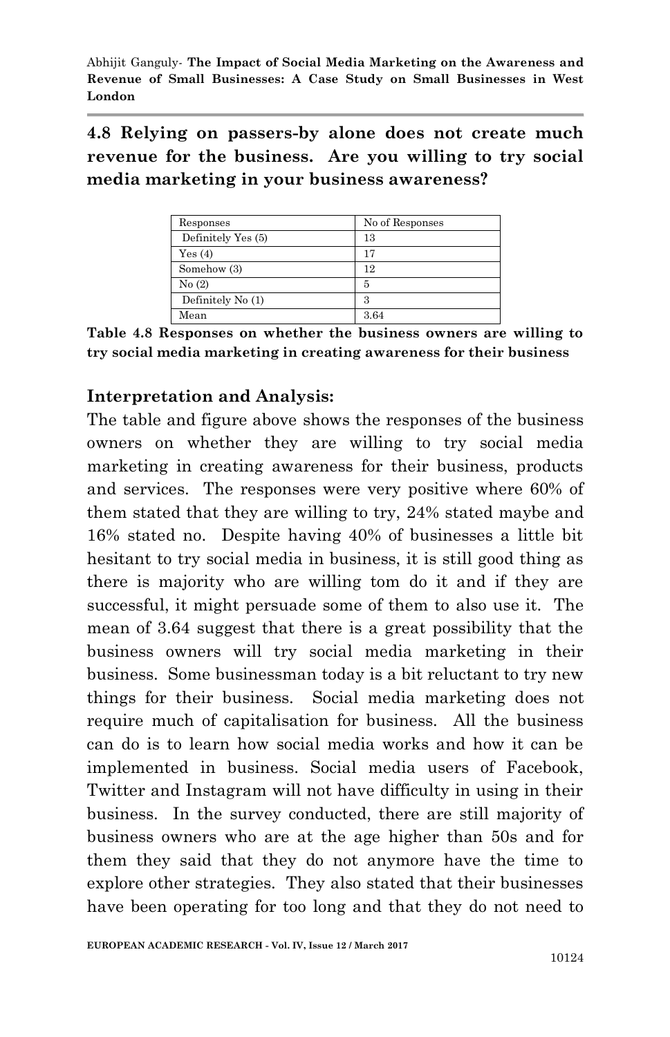## 4.8 Relying on passers-by alone does not create much revenue for the business. Are you willing to try social media marketing in your business awareness?

| Responses | No of Responses |
|---|---|
| Definitely Yes (5) | 13 |
| Yes (4) | 17 |
| Somehow (3) | 12 |
| No (2) | 5 |
| Definitely No (1) | 3 |
| Mean | 3.64 |

**Table 4.8 Responses on whether the business owners are willing to try social media marketing in creating awareness for their business**

### Interpretation and Analysis:

The table and figure above shows the responses of the business owners on whether they are willing to try social media marketing in creating awareness for their business, products and services. The responses were very positive where 60% of them stated that they are willing to try, 24% stated maybe and 16% stated no. Despite having 40% of businesses a little bit hesitant to try social media in business, it is still good thing as there is majority who are willing tom do it and if they are successful, it might persuade some of them to also use it. The mean of 3.64 suggest that there is a great possibility that the business owners will try social media marketing in their business. Some businessman today is a bit reluctant to try new things for their business. Social media marketing does not require much of capitalisation for business. All the business can do is to learn how social media works and how it can be implemented in business. Social media users of Facebook, Twitter and Instagram will not have difficulty in using in their business. In the survey conducted, there are still majority of business owners who are at the age higher than 50s and for them they said that they do not anymore have the time to explore other strategies. They also stated that their businesses have been operating for too long and that they do not need to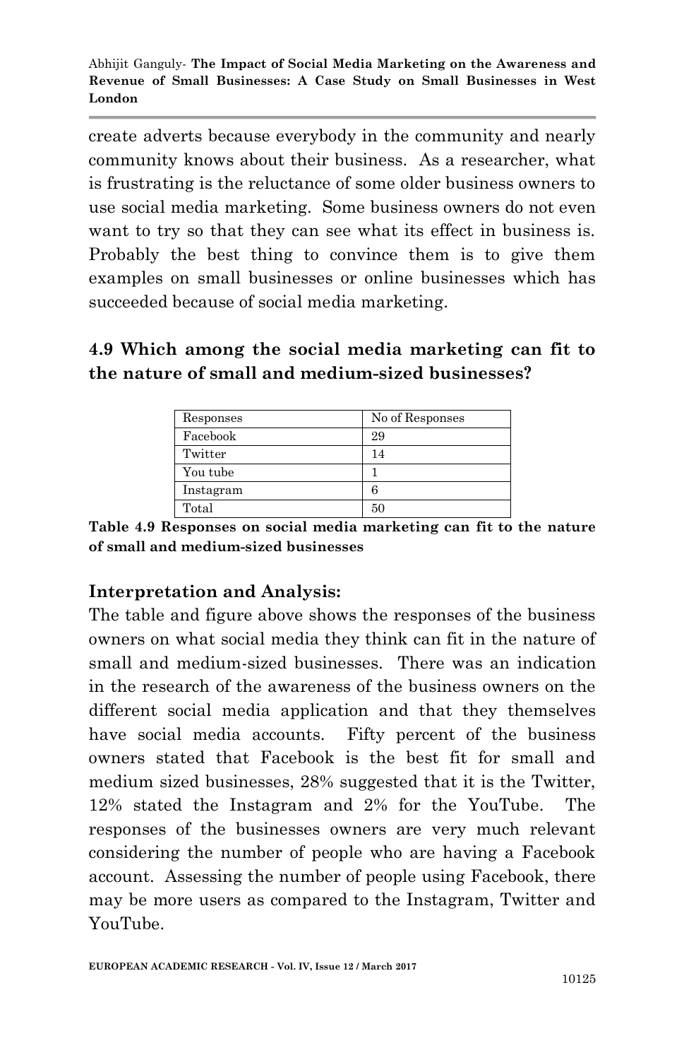create adverts because everybody in the community and nearly community knows about their business. As a researcher, what is frustrating is the reluctance of some older business owners to use social media marketing. Some business owners do not even want to try so that they can see what its effect in business is. Probably the best thing to convince them is to give them examples on small businesses or online businesses which has succeeded because of social media marketing.

### 4.9 Which among the social media marketing can fit to the nature of small and medium-sized businesses?

| Responses | No of Responses |
|---|---|
| Facebook | 29 |
| Twitter | 14 |
| You tube | 1 |
| Instagram | 6 |
| Total | 50 |

**Table 4.9 Responses on social media marketing can fit to the nature of small and medium-sized businesses**

### Interpretation and Analysis:

The table and figure above shows the responses of the business owners on what social media they think can fit in the nature of small and medium-sized businesses. There was an indication in the research of the awareness of the business owners on the different social media application and that they themselves have social media accounts. Fifty percent of the business owners stated that Facebook is the best fit for small and medium sized businesses, 28% suggested that it is the Twitter, 12% stated the Instagram and 2% for the YouTube. The responses of the businesses owners are very much relevant considering the number of people who are having a Facebook account. Assessing the number of people using Facebook, there may be more users as compared to the Instagram, Twitter and YouTube.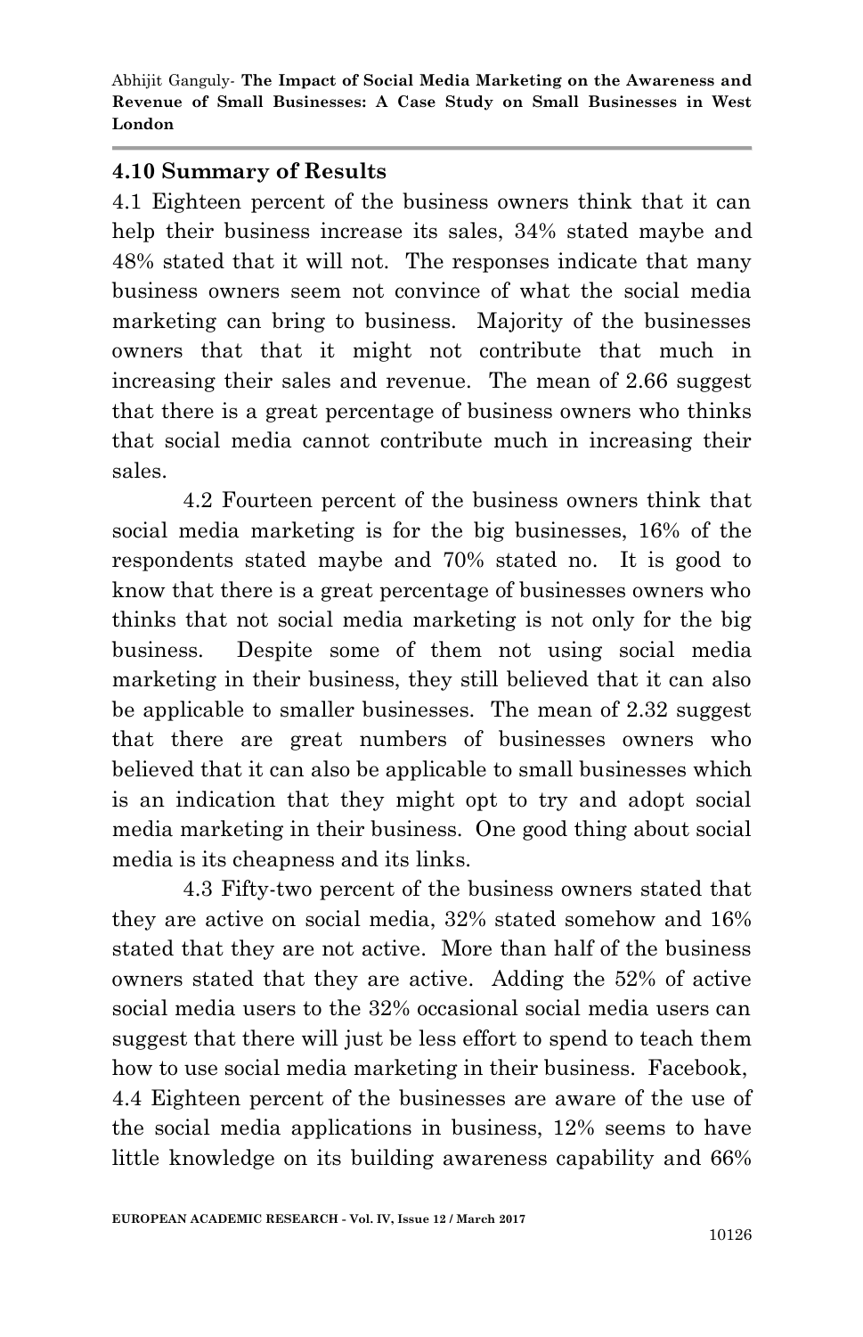### 4.10 Summary of Results

4.1 Eighteen percent of the business owners think that it can help their business increase its sales, 34% stated maybe and 48% stated that it will not. The responses indicate that many business owners seem not convince of what the social media marketing can bring to business. Majority of the businesses owners that that it might not contribute that much in increasing their sales and revenue. The mean of 2.66 suggest that there is a great percentage of business owners who thinks that social media cannot contribute much in increasing their sales.

4.2 Fourteen percent of the business owners think that social media marketing is for the big businesses, 16% of the respondents stated maybe and 70% stated no. It is good to know that there is a great percentage of businesses owners who thinks that not social media marketing is not only for the big business. Despite some of them not using social media marketing in their business, they still believed that it can also be applicable to smaller businesses. The mean of 2.32 suggest that there are great numbers of businesses owners who believed that it can also be applicable to small businesses which is an indication that they might opt to try and adopt social media marketing in their business. One good thing about social media is its cheapness and its links.

4.3 Fifty-two percent of the business owners stated that they are active on social media, 32% stated somehow and 16% stated that they are not active. More than half of the business owners stated that they are active. Adding the 52% of active social media users to the 32% occasional social media users can suggest that there will just be less effort to spend to teach them how to use social media marketing in their business. Facebook,
4.4 Eighteen percent of the businesses are aware of the use of the social media applications in business, 12% seems to have little knowledge on its building awareness capability and 66%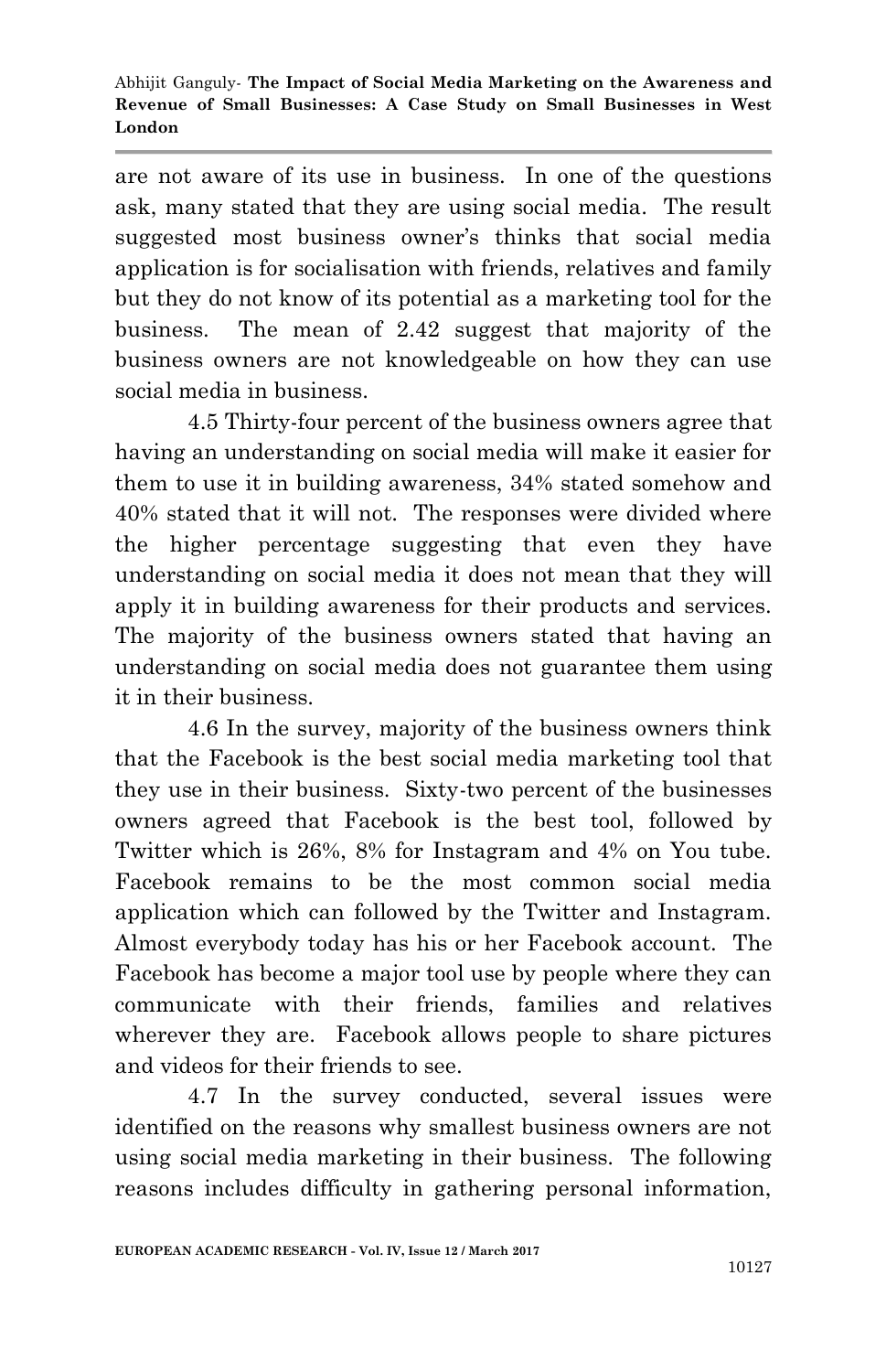are not aware of its use in business. In one of the questions ask, many stated that they are using social media. The result suggested most business owner's thinks that social media application is for socialisation with friends, relatives and family but they do not know of its potential as a marketing tool for the business. The mean of 2.42 suggest that majority of the business owners are not knowledgeable on how they can use social media in business.

4.5 Thirty-four percent of the business owners agree that having an understanding on social media will make it easier for them to use it in building awareness, 34% stated somehow and 40% stated that it will not. The responses were divided where the higher percentage suggesting that even they have understanding on social media it does not mean that they will apply it in building awareness for their products and services. The majority of the business owners stated that having an understanding on social media does not guarantee them using it in their business.

4.6 In the survey, majority of the business owners think that the Facebook is the best social media marketing tool that they use in their business. Sixty-two percent of the businesses owners agreed that Facebook is the best tool, followed by Twitter which is 26%, 8% for Instagram and 4% on You tube. Facebook remains to be the most common social media application which can followed by the Twitter and Instagram. Almost everybody today has his or her Facebook account. The Facebook has become a major tool use by people where they can communicate with their friends, families and relatives wherever they are. Facebook allows people to share pictures and videos for their friends to see.

4.7 In the survey conducted, several issues were identified on the reasons why smallest business owners are not using social media marketing in their business. The following reasons includes difficulty in gathering personal information,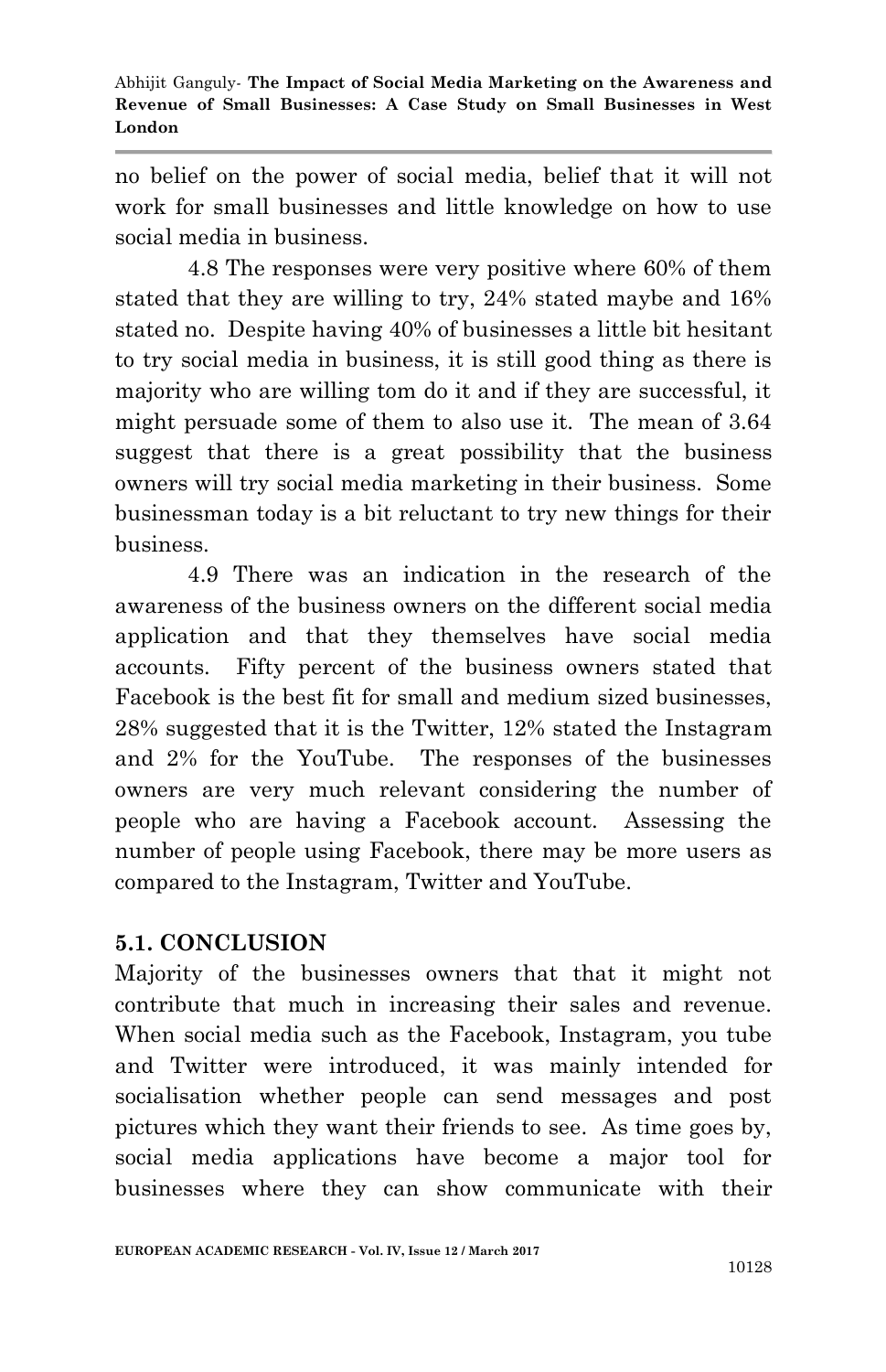no belief on the power of social media, belief that it will not work for small businesses and little knowledge on how to use social media in business.

4.8 The responses were very positive where 60% of them stated that they are willing to try, 24% stated maybe and 16% stated no. Despite having 40% of businesses a little bit hesitant to try social media in business, it is still good thing as there is majority who are willing tom do it and if they are successful, it might persuade some of them to also use it. The mean of 3.64 suggest that there is a great possibility that the business owners will try social media marketing in their business. Some businessman today is a bit reluctant to try new things for their business.

4.9 There was an indication in the research of the awareness of the business owners on the different social media application and that they themselves have social media accounts. Fifty percent of the business owners stated that Facebook is the best fit for small and medium sized businesses, 28% suggested that it is the Twitter, 12% stated the Instagram and 2% for the YouTube. The responses of the businesses owners are very much relevant considering the number of people who are having a Facebook account. Assessing the number of people using Facebook, there may be more users as compared to the Instagram, Twitter and YouTube.

## 5.1. CONCLUSION

Majority of the businesses owners that that it might not contribute that much in increasing their sales and revenue. When social media such as the Facebook, Instagram, you tube and Twitter were introduced, it was mainly intended for socialisation whether people can send messages and post pictures which they want their friends to see. As time goes by, social media applications have become a major tool for businesses where they can show communicate with their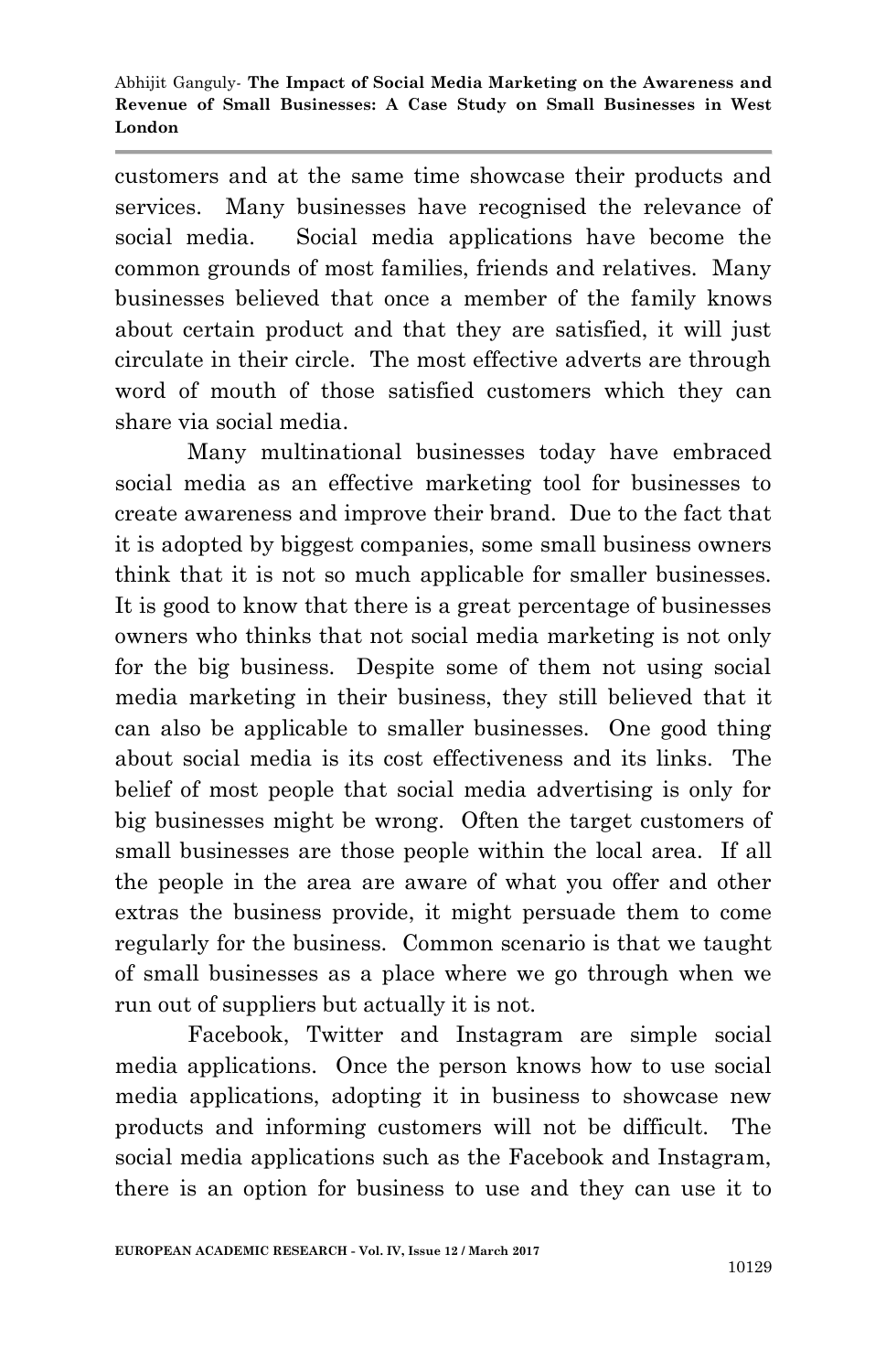customers and at the same time showcase their products and services. Many businesses have recognised the relevance of social media. Social media applications have become the common grounds of most families, friends and relatives. Many businesses believed that once a member of the family knows about certain product and that they are satisfied, it will just circulate in their circle. The most effective adverts are through word of mouth of those satisfied customers which they can share via social media.

Many multinational businesses today have embraced social media as an effective marketing tool for businesses to create awareness and improve their brand. Due to the fact that it is adopted by biggest companies, some small business owners think that it is not so much applicable for smaller businesses. It is good to know that there is a great percentage of businesses owners who thinks that not social media marketing is not only for the big business. Despite some of them not using social media marketing in their business, they still believed that it can also be applicable to smaller businesses. One good thing about social media is its cost effectiveness and its links. The belief of most people that social media advertising is only for big businesses might be wrong. Often the target customers of small businesses are those people within the local area. If all the people in the area are aware of what you offer and other extras the business provide, it might persuade them to come regularly for the business. Common scenario is that we taught of small businesses as a place where we go through when we run out of suppliers but actually it is not.

Facebook, Twitter and Instagram are simple social media applications. Once the person knows how to use social media applications, adopting it in business to showcase new products and informing customers will not be difficult. The social media applications such as the Facebook and Instagram, there is an option for business to use and they can use it to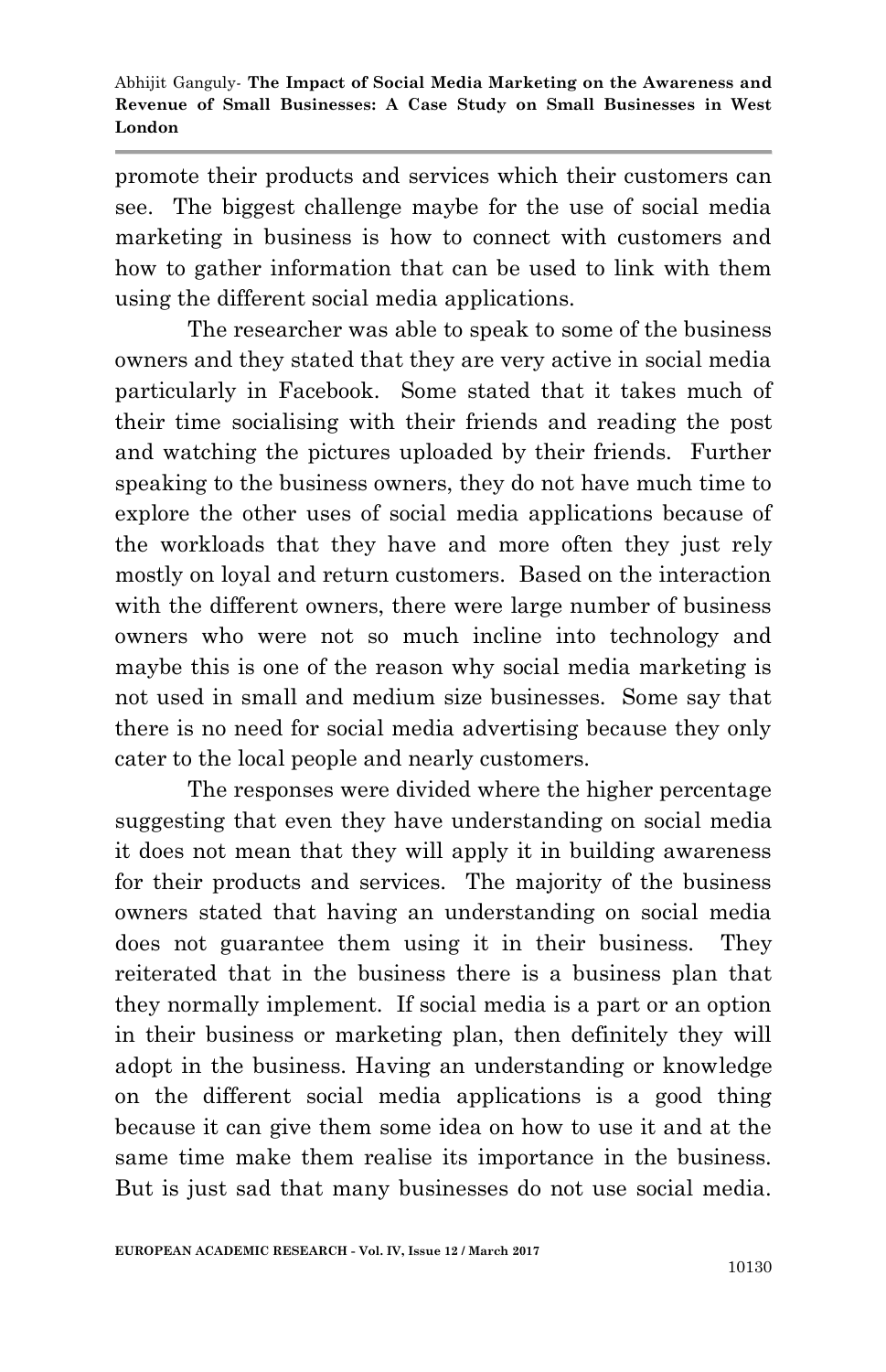promote their products and services which their customers can see. The biggest challenge maybe for the use of social media marketing in business is how to connect with customers and how to gather information that can be used to link with them using the different social media applications.

The researcher was able to speak to some of the business owners and they stated that they are very active in social media particularly in Facebook. Some stated that it takes much of their time socialising with their friends and reading the post and watching the pictures uploaded by their friends. Further speaking to the business owners, they do not have much time to explore the other uses of social media applications because of the workloads that they have and more often they just rely mostly on loyal and return customers. Based on the interaction with the different owners, there were large number of business owners who were not so much incline into technology and maybe this is one of the reason why social media marketing is not used in small and medium size businesses. Some say that there is no need for social media advertising because they only cater to the local people and nearly customers.

The responses were divided where the higher percentage suggesting that even they have understanding on social media it does not mean that they will apply it in building awareness for their products and services. The majority of the business owners stated that having an understanding on social media does not guarantee them using it in their business. They reiterated that in the business there is a business plan that they normally implement. If social media is a part or an option in their business or marketing plan, then definitely they will adopt in the business. Having an understanding or knowledge on the different social media applications is a good thing because it can give them some idea on how to use it and at the same time make them realise its importance in the business. But is just sad that many businesses do not use social media.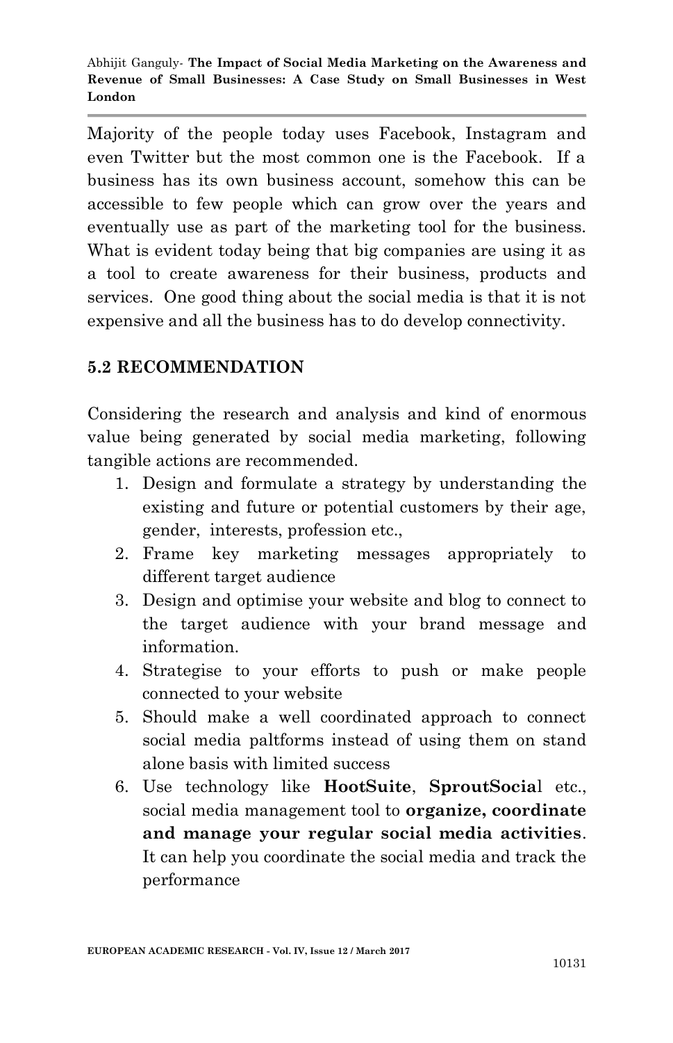Majority of the people today uses Facebook, Instagram and even Twitter but the most common one is the Facebook. If a business has its own business account, somehow this can be accessible to few people which can grow over the years and eventually use as part of the marketing tool for the business. What is evident today being that big companies are using it as a tool to create awareness for their business, products and services. One good thing about the social media is that it is not expensive and all the business has to do develop connectivity.

## 5.2 RECOMMENDATION

Considering the research and analysis and kind of enormous value being generated by social media marketing, following tangible actions are recommended.

1. Design and formulate a strategy by understanding the existing and future or potential customers by their age, gender, interests, profession etc.,
2. Frame key marketing messages appropriately to different target audience
3. Design and optimise your website and blog to connect to the target audience with your brand message and information.
4. Strategise to your efforts to push or make people connected to your website
5. Should make a well coordinated approach to connect social media paltforms instead of using them on stand alone basis with limited success
6. Use technology like **HootSuite**, **SproutSocia**l etc., social media management tool to **organize, coordinate and manage your regular social media activities**. It can help you coordinate the social media and track the performance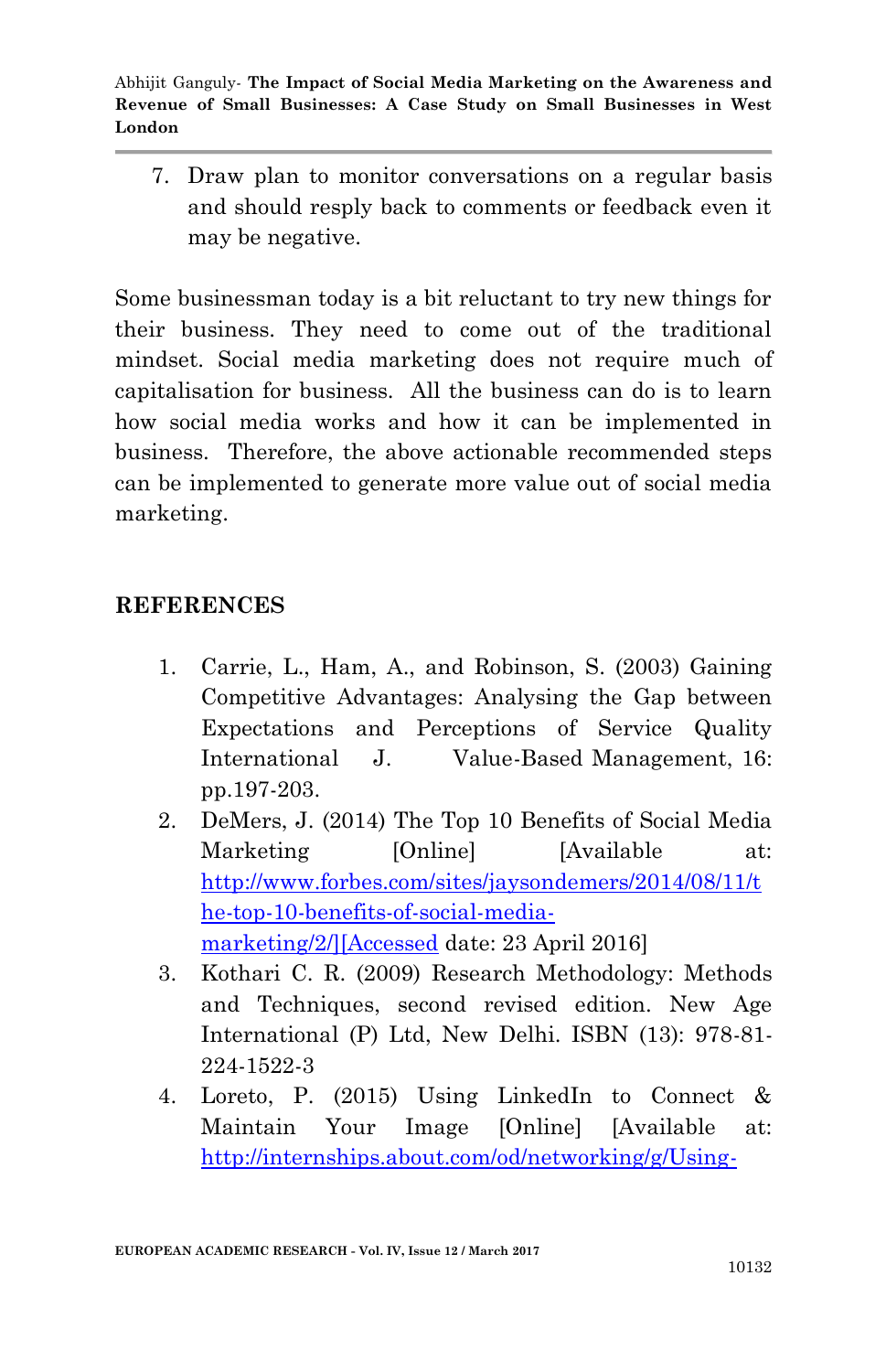7. Draw plan to monitor conversations on a regular basis and should resply back to comments or feedback even it may be negative.

Some businessman today is a bit reluctant to try new things for their business. They need to come out of the traditional mindset. Social media marketing does not require much of capitalisation for business. All the business can do is to learn how social media works and how it can be implemented in business. Therefore, the above actionable recommended steps can be implemented to generate more value out of social media marketing.

## REFERENCES

1. Carrie, L., Ham, A., and Robinson, S. (2003) Gaining Competitive Advantages: Analysing the Gap between Expectations and Perceptions of Service Quality International J. Value-Based Management, 16: pp.197-203.
2. DeMers, J. (2014) The Top 10 Benefits of Social Media Marketing [Online] [Available at: http://www.forbes.com/sites/jaysondemers/2014/08/11/the-top-10-benefits-of-social-media-marketing/2/][Accessed date: 23 April 2016]
3. Kothari C. R. (2009) Research Methodology: Methods and Techniques, second revised edition. New Age International (P) Ltd, New Delhi. ISBN (13): 978-81-224-1522-3
4. Loreto, P. (2015) Using LinkedIn to Connect & Maintain Your Image [Online] [Available at: http://internships.about.com/od/networking/g/Using-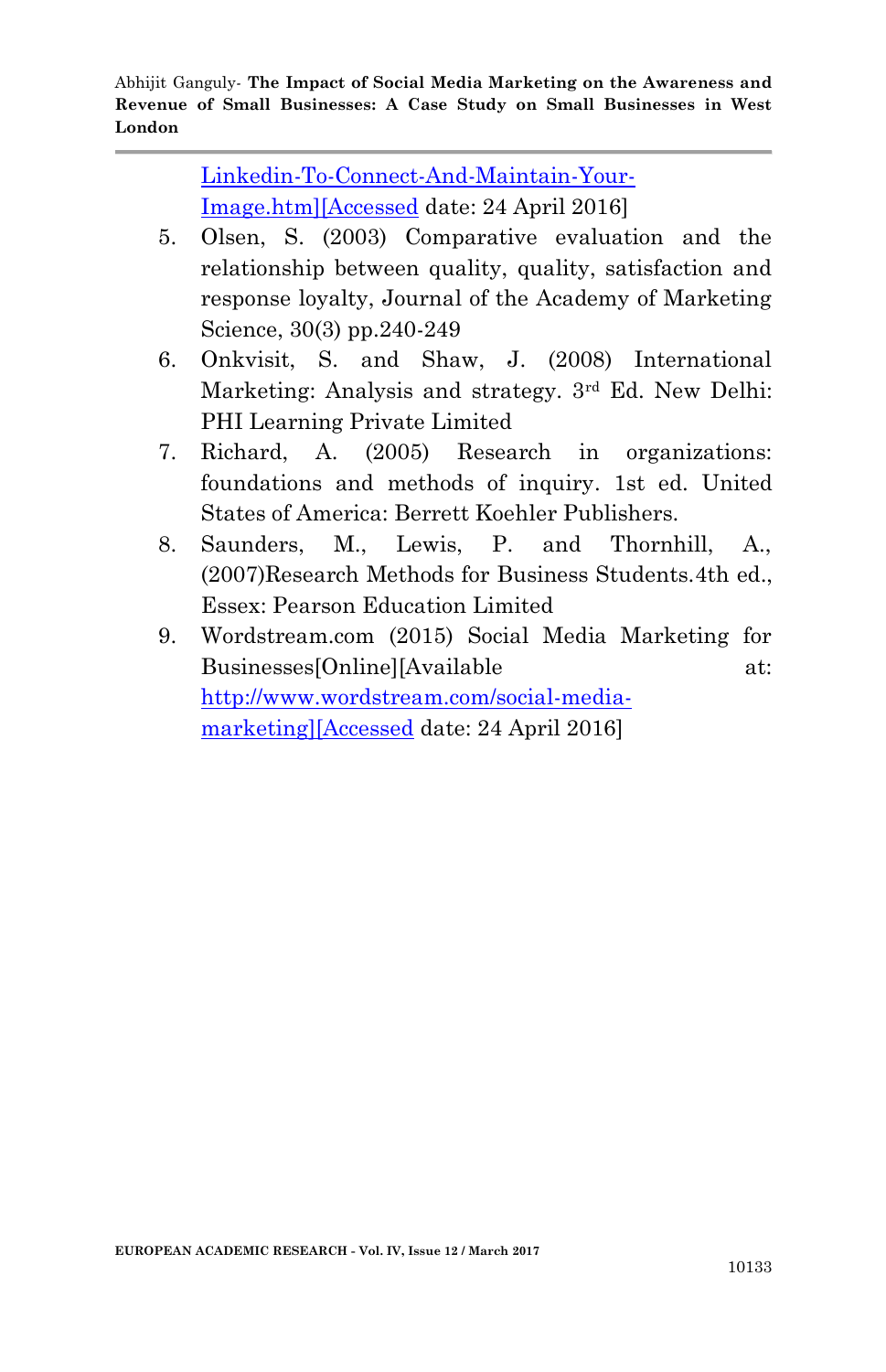Linkedin-To-Connect-And-Maintain-Your-Image.htm][Accessed date: 24 April 2016]

5. Olsen, S. (2003) Comparative evaluation and the relationship between quality, quality, satisfaction and response loyalty, Journal of the Academy of Marketing Science, 30(3) pp.240-249
6. Onkvisit, S. and Shaw, J. (2008) International Marketing: Analysis and strategy. 3rd Ed. New Delhi: PHI Learning Private Limited
7. Richard, A. (2005) Research in organizations: foundations and methods of inquiry. 1st ed. United States of America: Berrett Koehler Publishers.
8. Saunders, M., Lewis, P. and Thornhill, A., (2007)Research Methods for Business Students.4th ed., Essex: Pearson Education Limited
9. Wordstream.com (2015) Social Media Marketing for Businesses[Online][Available at: http://www.wordstream.com/social-media-marketing][Accessed date: 24 April 2016]